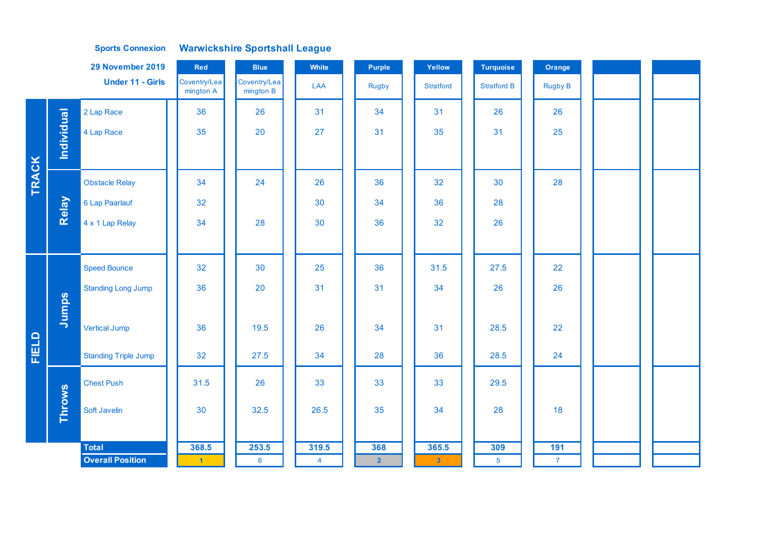**Sports Connexion** **Warwickshire Sportshall League**

**29 November 2019**

**Under 11 - Girls**

| | | | Red | Blue | White | Purple | Yellow | Turquoise | Orange | | |
|---|---|---|---|---|---|---|---|---|---|---|---|
| | | | Coventry/Leamington A | Coventry/Leamington B | LAA | Rugby | Stratford | Stratford B | Rugby B | | |
| TRACK | Individual | 2 Lap Race | 36 | 26 | 31 | 34 | 31 | 26 | 26 | | |
| | | 4 Lap Race | 35 | 20 | 27 | 31 | 35 | 31 | 25 | | |
| | Relay | Obstacle Relay | 34 | 24 | 26 | 36 | 32 | 30 | 28 | | |
| | | 6 Lap Paarlauf | 32 | | 30 | 34 | 36 | 28 | | | |
| | | 4 x 1 Lap Relay | 34 | 28 | 30 | 36 | 32 | 26 | | | |
| FIELD | Jumps | Speed Bounce | 32 | 30 | 25 | 36 | 31.5 | 27.5 | 22 | | |
| | | Standing Long Jump | 36 | 20 | 31 | 31 | 34 | 26 | 26 | | |
| | | Vertical Jump | 36 | 19.5 | 26 | 34 | 31 | 28.5 | 22 | | |
| | | Standing Triple Jump | 32 | 27.5 | 34 | 28 | 36 | 28.5 | 24 | | |
| | Throws | Chest Push | 31.5 | 26 | 33 | 33 | 33 | 29.5 | | | |
| | | Soft Javelin | 30 | 32.5 | 26.5 | 35 | 34 | 28 | 18 | | |
| | | **Total** | **368.5** | **253.5** | **319.5** | **368** | **365.5** | **309** | **191** | | |
| | | **Overall Position** | 1 | 6 | 4 | 2 | 3 | 5 | 7 | | |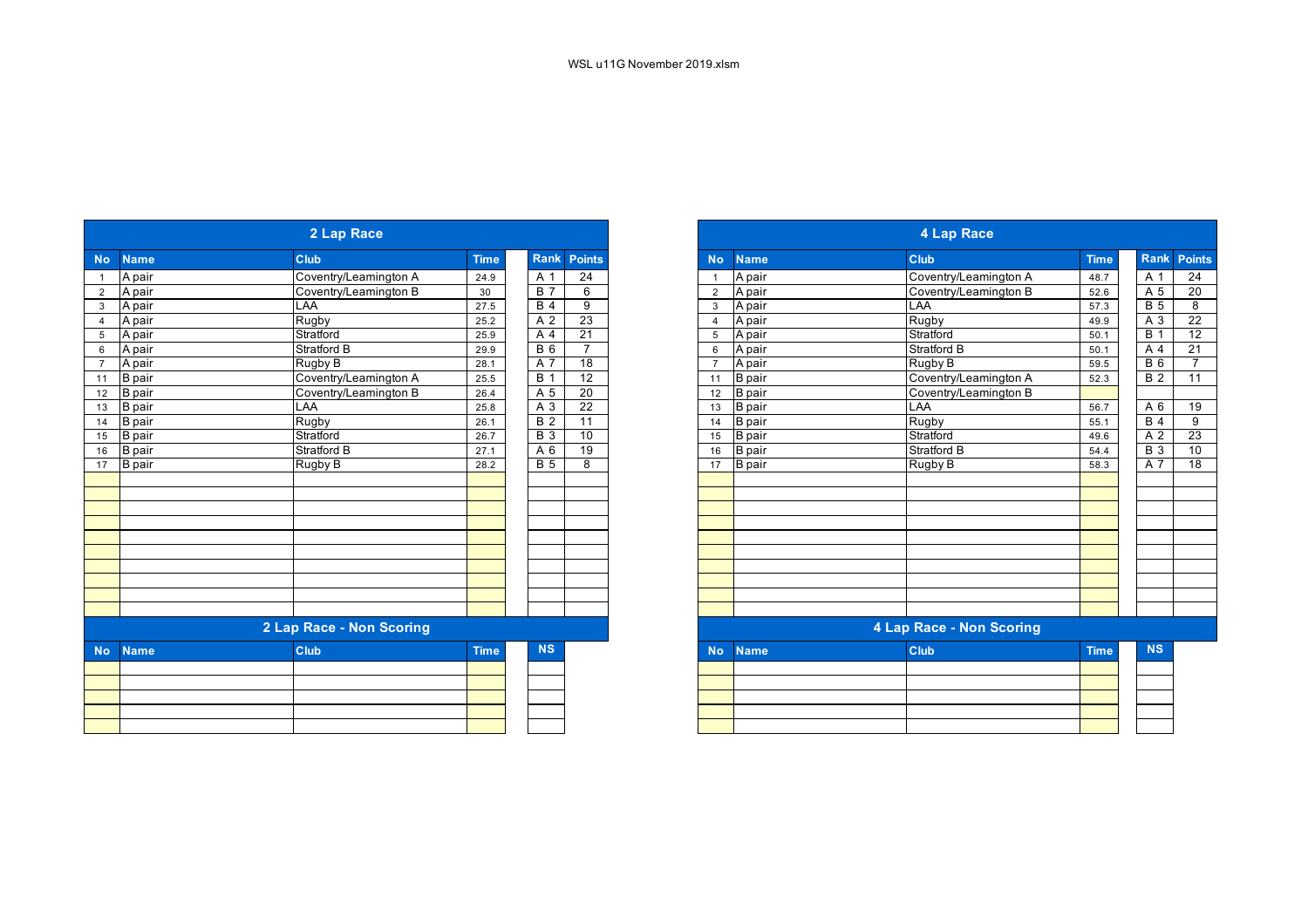WSL u11G November 2019.xlsm

## 2 Lap Race

| No | Name | Club | Time | Rank | Points |
|---|---|---|---|---|---|
| 1 | A pair | Coventry/Leamington A | 24.9 | A 1 | 24 |
| 2 | A pair | Coventry/Leamington B | 30 | B 7 | 6 |
| 3 | A pair | LAA | 27.5 | B 4 | 9 |
| 4 | A pair | Rugby | 25.2 | A 2 | 23 |
| 5 | A pair | Stratford | 25.9 | A 4 | 21 |
| 6 | A pair | Stratford B | 29.9 | B 6 | 7 |
| 7 | A pair | Rugby B | 28.1 | A 7 | 18 |
| 11 | B pair | Coventry/Leamington A | 25.5 | B 1 | 12 |
| 12 | B pair | Coventry/Leamington B | 26.4 | A 5 | 20 |
| 13 | B pair | LAA | 25.8 | A 3 | 22 |
| 14 | B pair | Rugby | 26.1 | B 2 | 11 |
| 15 | B pair | Stratford | 26.7 | B 3 | 10 |
| 16 | B pair | Stratford B | 27.1 | A 6 | 19 |
| 17 | B pair | Rugby B | 28.2 | B 5 | 8 |

## 2 Lap Race - Non Scoring

| No | Name | Club | Time | NS |
|---|---|---|---|---|

## 4 Lap Race

| No | Name | Club | Time | Rank | Points |
|---|---|---|---|---|---|
| 1 | A pair | Coventry/Leamington A | 48.7 | A 1 | 24 |
| 2 | A pair | Coventry/Leamington B | 52.6 | A 5 | 20 |
| 3 | A pair | LAA | 57.3 | B 5 | 8 |
| 4 | A pair | Rugby | 49.9 | A 3 | 22 |
| 5 | A pair | Stratford | 50.1 | B 1 | 12 |
| 6 | A pair | Stratford B | 50.1 | A 4 | 21 |
| 7 | A pair | Rugby B | 59.5 | B 6 | 7 |
| 11 | B pair | Coventry/Leamington A | 52.3 | B 2 | 11 |
| 12 | B pair | Coventry/Leamington B | | | |
| 13 | B pair | LAA | 56.7 | A 6 | 19 |
| 14 | B pair | Rugby | 55.1 | B 4 | 9 |
| 15 | B pair | Stratford | 49.6 | A 2 | 23 |
| 16 | B pair | Stratford B | 54.4 | B 3 | 10 |
| 17 | B pair | Rugby B | 58.3 | A 7 | 18 |

## 4 Lap Race - Non Scoring

| No | Name | Club | Time | NS |
|---|---|---|---|---|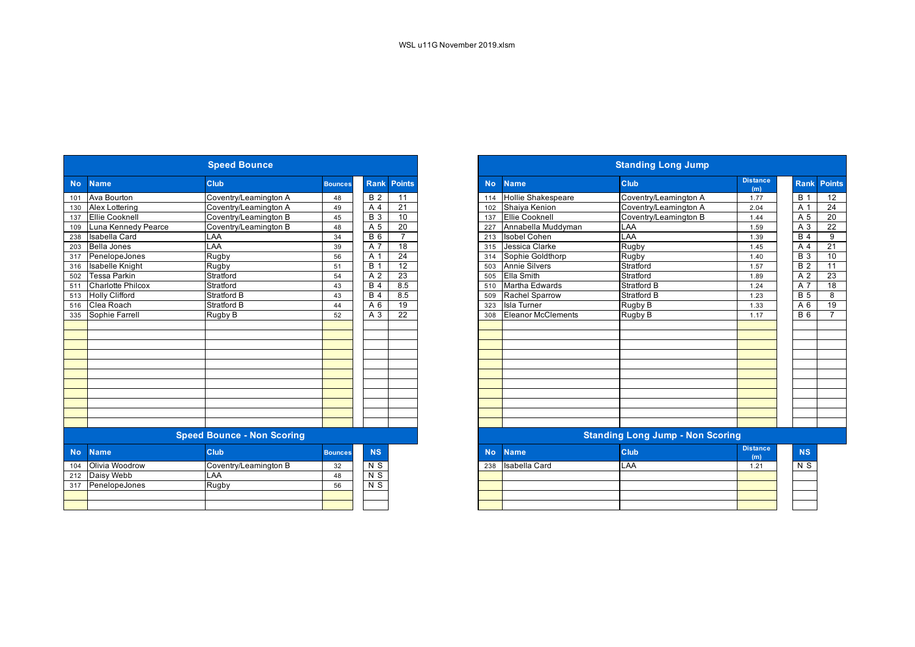WSL u11G November 2019.xlsm

## Speed Bounce

| No | Name | Club | Bounces | Rank | Points |
|---|---|---|---|---|---|
| 101 | Ava Bourton | Coventry/Leamington A | 48 | B 2 | 11 |
| 130 | Alex Lottering | Coventry/Leamington A | 49 | A 4 | 21 |
| 137 | Ellie Cooknell | Coventry/Leamington B | 45 | B 3 | 10 |
| 109 | Luna Kennedy Pearce | Coventry/Leamington B | 48 | A 5 | 20 |
| 238 | Isabella Card | LAA | 34 | B 6 | 7 |
| 203 | Bella Jones | LAA | 39 | A 7 | 18 |
| 317 | PenelopeJones | Rugby | 56 | A 1 | 24 |
| 316 | Isabelle Knight | Rugby | 51 | B 1 | 12 |
| 502 | Tessa Parkin | Stratford | 54 | A 2 | 23 |
| 511 | Charlotte Philcox | Stratford | 43 | B 4 | 8.5 |
| 513 | Holly Clifford | Stratford B | 43 | B 4 | 8.5 |
| 516 | Clea Roach | Stratford B | 44 | A 6 | 19 |
| 335 | Sophie Farrell | Rugby B | 52 | A 3 | 22 |

## Speed Bounce - Non Scoring

| No | Name | Club | Bounces | NS |
|---|---|---|---|---|
| 104 | Olivia Woodrow | Coventry/Leamington B | 32 | N S |
| 212 | Daisy Webb | LAA | 48 | N S |
| 317 | PenelopeJones | Rugby | 56 | N S |

## Standing Long Jump

| No | Name | Club | Distance (m) | Rank | Points |
|---|---|---|---|---|---|
| 114 | Hollie Shakespeare | Coventry/Leamington A | 1.77 | B 1 | 12 |
| 102 | Shaiya Kenion | Coventry/Leamington A | 2.04 | A 1 | 24 |
| 137 | Ellie Cooknell | Coventry/Leamington B | 1.44 | A 5 | 20 |
| 227 | Annabella Muddyman | LAA | 1.59 | A 3 | 22 |
| 213 | Isobel Cohen | LAA | 1.39 | B 4 | 9 |
| 315 | Jessica Clarke | Rugby | 1.45 | A 4 | 21 |
| 314 | Sophie Goldthorp | Rugby | 1.40 | B 3 | 10 |
| 503 | Annie Silvers | Stratford | 1.57 | B 2 | 11 |
| 505 | Ella Smith | Stratford | 1.89 | A 2 | 23 |
| 510 | Martha Edwards | Stratford B | 1.24 | A 7 | 18 |
| 509 | Rachel Sparrow | Stratford B | 1.23 | B 5 | 8 |
| 323 | Isla Turner | Rugby B | 1.33 | A 6 | 19 |
| 308 | Eleanor McClements | Rugby B | 1.17 | B 6 | 7 |

## Standing Long Jump - Non Scoring

| No | Name | Club | Distance (m) | NS |
|---|---|---|---|---|
| 238 | Isabella Card | LAA | 1.21 | N S |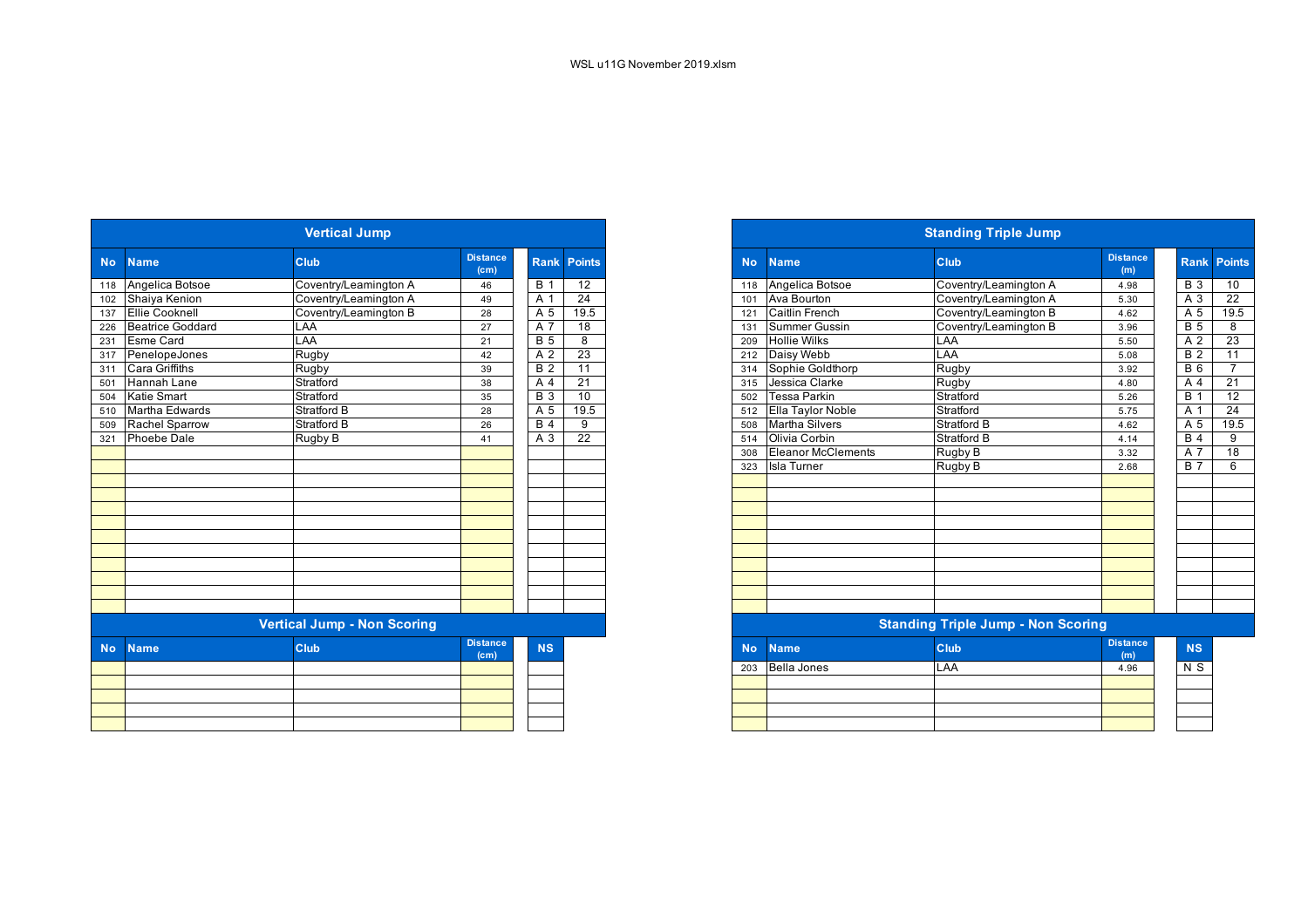WSL u11G November 2019.xlsm

## Vertical Jump

| No | Name | Club | Distance (cm) | Rank | Points |
|---|---|---|---|---|---|
| 118 | Angelica Botsoe | Coventry/Leamington A | 46 | B 1 | 12 |
| 102 | Shaiya Kenion | Coventry/Leamington A | 49 | A 1 | 24 |
| 137 | Ellie Cooknell | Coventry/Leamington B | 28 | A 5 | 19.5 |
| 226 | Beatrice Goddard | LAA | 27 | A 7 | 18 |
| 231 | Esme Card | LAA | 21 | B 5 | 8 |
| 317 | PenelopeJones | Rugby | 42 | A 2 | 23 |
| 311 | Cara Griffiths | Rugby | 39 | B 2 | 11 |
| 501 | Hannah Lane | Stratford | 38 | A 4 | 21 |
| 504 | Katie Smart | Stratford | 35 | B 3 | 10 |
| 510 | Martha Edwards | Stratford B | 28 | A 5 | 19.5 |
| 509 | Rachel Sparrow | Stratford B | 26 | B 4 | 9 |
| 321 | Phoebe Dale | Rugby B | 41 | A 3 | 22 |

## Vertical Jump - Non Scoring

| No | Name | Club | Distance (cm) | NS |
|---|---|---|---|---|

## Standing Triple Jump

| No | Name | Club | Distance (m) | Rank | Points |
|---|---|---|---|---|---|
| 118 | Angelica Botsoe | Coventry/Leamington A | 4.98 | B 3 | 10 |
| 101 | Ava Bourton | Coventry/Leamington A | 5.30 | A 3 | 22 |
| 121 | Caitlin French | Coventry/Leamington B | 4.62 | A 5 | 19.5 |
| 131 | Summer Gussin | Coventry/Leamington B | 3.96 | B 5 | 8 |
| 209 | Hollie Wilks | LAA | 5.50 | A 2 | 23 |
| 212 | Daisy Webb | LAA | 5.08 | B 2 | 11 |
| 314 | Sophie Goldthorp | Rugby | 3.92 | B 6 | 7 |
| 315 | Jessica Clarke | Rugby | 4.80 | A 4 | 21 |
| 502 | Tessa Parkin | Stratford | 5.26 | B 1 | 12 |
| 512 | Ella Taylor Noble | Stratford | 5.75 | A 1 | 24 |
| 508 | Martha Silvers | Stratford B | 4.62 | A 5 | 19.5 |
| 514 | Olivia Corbin | Stratford B | 4.14 | B 4 | 9 |
| 308 | Eleanor McClements | Rugby B | 3.32 | A 7 | 18 |
| 323 | Isla Turner | Rugby B | 2.68 | B 7 | 6 |

## Standing Triple Jump - Non Scoring

| No | Name | Club | Distance (m) | NS |
|---|---|---|---|---|
| 203 | Bella Jones | LAA | 4.96 | N S |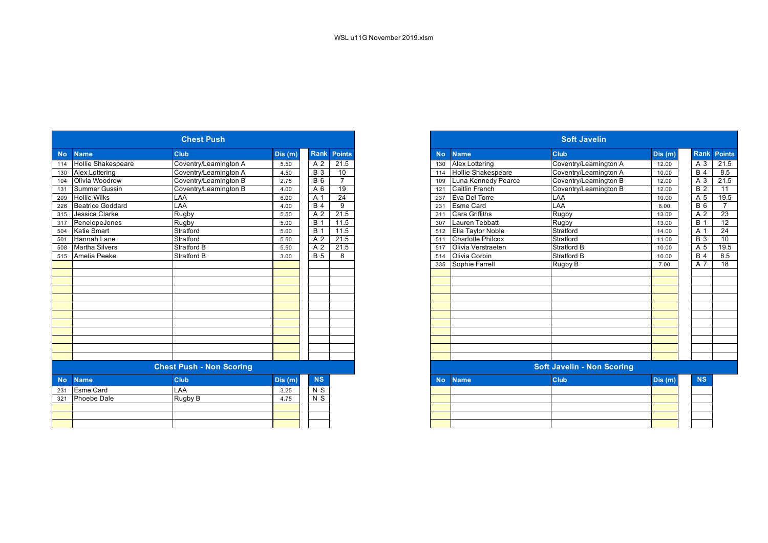WSL u11G November 2019.xlsm

## Chest Push

| No | Name | Club | Dis (m) | Rank | Points |
|---|---|---|---|---|---|
| 114 | Hollie Shakespeare | Coventry/Leamington A | 5.50 | A 2 | 21.5 |
| 130 | Alex Lottering | Coventry/Leamington A | 4.50 | B 3 | 10 |
| 104 | Olivia Woodrow | Coventry/Leamington B | 2.75 | B 6 | 7 |
| 131 | Summer Gussin | Coventry/Leamington B | 4.00 | A 6 | 19 |
| 209 | Hollie Wilks | LAA | 6.00 | A 1 | 24 |
| 226 | Beatrice Goddard | LAA | 4.00 | B 4 | 9 |
| 315 | Jessica Clarke | Rugby | 5.50 | A 2 | 21.5 |
| 317 | PenelopeJones | Rugby | 5.00 | B 1 | 11.5 |
| 504 | Katie Smart | Stratford | 5.00 | B 1 | 11.5 |
| 501 | Hannah Lane | Stratford | 5.50 | A 2 | 21.5 |
| 508 | Martha Silvers | Stratford B | 5.50 | A 2 | 21.5 |
| 515 | Amelia Peeke | Stratford B | 3.00 | B 5 | 8 |

## Chest Push - Non Scoring

| No | Name | Club | Dis (m) | NS |
|---|---|---|---|---|
| 231 | Esme Card | LAA | 3.25 | N S |
| 321 | Phoebe Dale | Rugby B | 4.75 | N S |

## Soft Javelin

| No | Name | Club | Dis (m) | Rank | Points |
|---|---|---|---|---|---|
| 130 | Alex Lottering | Coventry/Leamington A | 12.00 | A 3 | 21.5 |
| 114 | Hollie Shakespeare | Coventry/Leamington A | 10.00 | B 4 | 8.5 |
| 109 | Luna Kennedy Pearce | Coventry/Leamington B | 12.00 | A 3 | 21.5 |
| 121 | Caitlin French | Coventry/Leamington B | 12.00 | B 2 | 11 |
| 237 | Eva Del Torre | LAA | 10.00 | A 5 | 19.5 |
| 231 | Esme Card | LAA | 8.00 | B 6 | 7 |
| 311 | Cara Griffiths | Rugby | 13.00 | A 2 | 23 |
| 307 | Lauren Tebbatt | Rugby | 13.00 | B 1 | 12 |
| 512 | Ella Taylor Noble | Stratford | 14.00 | A 1 | 24 |
| 511 | Charlotte Philcox | Stratford | 11.00 | B 3 | 10 |
| 517 | Olivia Verstraeten | Stratford B | 10.00 | A 5 | 19.5 |
| 514 | Olivia Corbin | Stratford B | 10.00 | B 4 | 8.5 |
| 335 | Sophie Farrell | Rugby B | 7.00 | A 7 | 18 |

## Soft Javelin - Non Scoring

| No | Name | Club | Dis (m) | NS |
|---|---|---|---|---|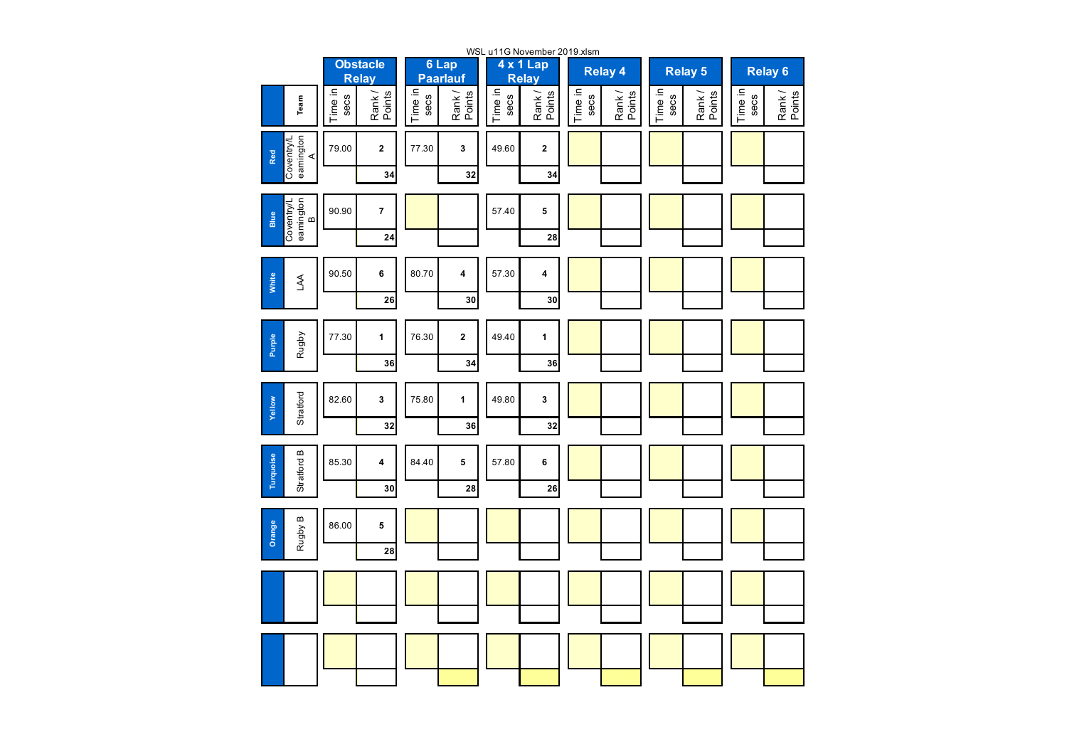WSL u11G November 2019.xlsm

| | Team | Obstacle Relay | | 6 Lap Paarlauf | | 4 x 1 Lap Relay | | Relay 4 | | Relay 5 | | Relay 6 | |
|---|---|---|---|---|---|---|---|---|---|---|---|---|---|
| | | Time in secs | Rank / Points | Time in secs | Rank / Points | Time in secs | Rank / Points | Time in secs | Rank / Points | Time in secs | Rank / Points | Time in secs | Rank / Points |
| Red | Coventry/Leamington A | 79.00 | 2 | 77.30 | 3 | 49.60 | 2 | | | | | | |
| | | | 34 | | 32 | | 34 | | | | | | |
| Blue | Coventry/Leamington B | 90.90 | 7 | | | 57.40 | 5 | | | | | | |
| | | | 24 | | | | 28 | | | | | | |
| White | LAA | 90.50 | 6 | 80.70 | 4 | 57.30 | 4 | | | | | | |
| | | | 26 | | 30 | | 30 | | | | | | |
| Purple | Rugby | 77.30 | 1 | 76.30 | 2 | 49.40 | 1 | | | | | | |
| | | | 36 | | 34 | | 36 | | | | | | |
| Yellow | Stratford | 82.60 | 3 | 75.80 | 1 | 49.80 | 3 | | | | | | |
| | | | 32 | | 36 | | 32 | | | | | | |
| Turquoise | Stratford B | 85.30 | 4 | 84.40 | 5 | 57.80 | 6 | | | | | | |
| | | | 30 | | 28 | | 26 | | | | | | |
| Orange | Rugby B | 86.00 | 5 | | | | | | | | | | |
| | | | 28 | | | | | | | | | | |
| | | | | | | | | | | | | | |
| | | | | | | | | | | | | | |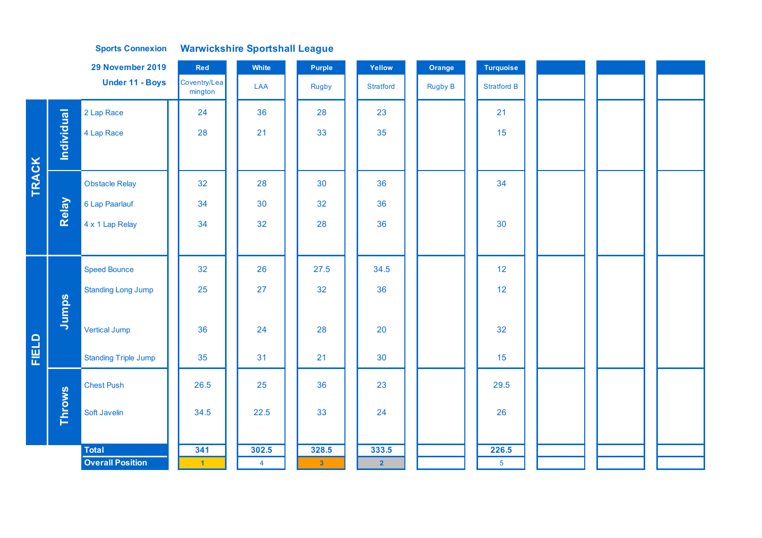**Sports Connexion** **Warwickshire Sportshall League**

**29 November 2019**

**Under 11 - Boys**

| | | | Red | White | Purple | Yellow | Orange | Turquoise | | | |
|---|---|---|---|---|---|---|---|---|---|---|---|
| | | | Coventry/Leamington | LAA | Rugby | Stratford | Rugby B | Stratford B | | | |
| TRACK | Individual | 2 Lap Race | 24 | 36 | 28 | 23 | | 21 | | | |
| | | 4 Lap Race | 28 | 21 | 33 | 35 | | 15 | | | |
| | Relay | Obstacle Relay | 32 | 28 | 30 | 36 | | 34 | | | |
| | | 6 Lap Paarlauf | 34 | 30 | 32 | 36 | | | | | |
| | | 4 x 1 Lap Relay | 34 | 32 | 28 | 36 | | 30 | | | |
| FIELD | Jumps | Speed Bounce | 32 | 26 | 27.5 | 34.5 | | 12 | | | |
| | | Standing Long Jump | 25 | 27 | 32 | 36 | | 12 | | | |
| | | Vertical Jump | 36 | 24 | 28 | 20 | | 32 | | | |
| | | Standing Triple Jump | 35 | 31 | 21 | 30 | | 15 | | | |
| | Throws | Chest Push | 26.5 | 25 | 36 | 23 | | 29.5 | | | |
| | | Soft Javelin | 34.5 | 22.5 | 33 | 24 | | 26 | | | |
| | | **Total** | **341** | **302.5** | **328.5** | **333.5** | | **226.5** | | | |
| | | **Overall Position** | 1 | 4 | 3 | 2 | | 5 | | | |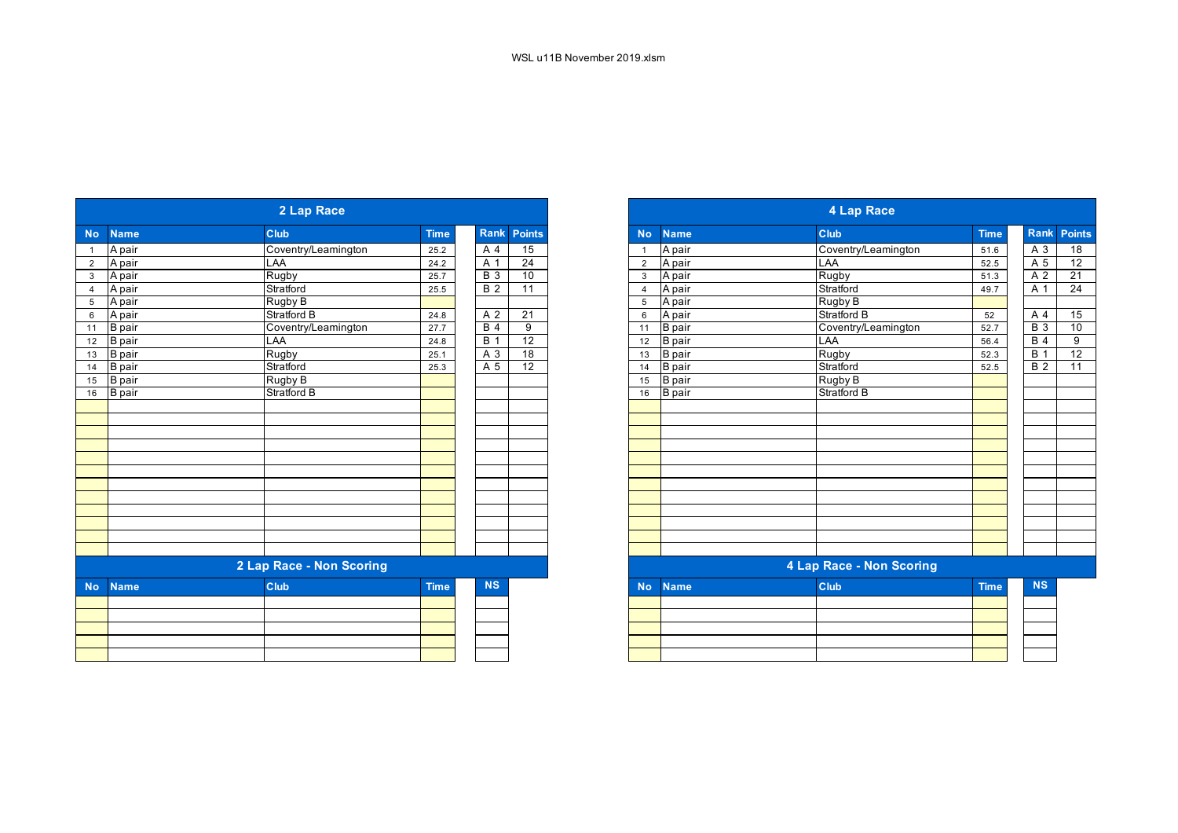WSL u11B November 2019.xlsm

## 2 Lap Race

| No | Name | Club | Time | Rank | Points |
|---|---|---|---|---|---|
| 1 | A pair | Coventry/Leamington | 25.2 | A 4 | 15 |
| 2 | A pair | LAA | 24.2 | A 1 | 24 |
| 3 | A pair | Rugby | 25.7 | B 3 | 10 |
| 4 | A pair | Stratford | 25.5 | B 2 | 11 |
| 5 | A pair | Rugby B | | | |
| 6 | A pair | Stratford B | 24.8 | A 2 | 21 |
| 11 | B pair | Coventry/Leamington | 27.7 | B 4 | 9 |
| 12 | B pair | LAA | 24.8 | B 1 | 12 |
| 13 | B pair | Rugby | 25.1 | A 3 | 18 |
| 14 | B pair | Stratford | 25.3 | A 5 | 12 |
| 15 | B pair | Rugby B | | | |
| 16 | B pair | Stratford B | | | |

## 2 Lap Race - Non Scoring

| No | Name | Club | Time | NS |
|---|---|---|---|---|
| | | | | |

## 4 Lap Race

| No | Name | Club | Time | Rank | Points |
|---|---|---|---|---|---|
| 1 | A pair | Coventry/Leamington | 51.6 | A 3 | 18 |
| 2 | A pair | LAA | 52.5 | A 5 | 12 |
| 3 | A pair | Rugby | 51.3 | A 2 | 21 |
| 4 | A pair | Stratford | 49.7 | A 1 | 24 |
| 5 | A pair | Rugby B | | | |
| 6 | A pair | Stratford B | 52 | A 4 | 15 |
| 11 | B pair | Coventry/Leamington | 52.7 | B 3 | 10 |
| 12 | B pair | LAA | 56.4 | B 4 | 9 |
| 13 | B pair | Rugby | 52.3 | B 1 | 12 |
| 14 | B pair | Stratford | 52.5 | B 2 | 11 |
| 15 | B pair | Rugby B | | | |
| 16 | B pair | Stratford B | | | |

## 4 Lap Race - Non Scoring

| No | Name | Club | Time | NS |
|---|---|---|---|---|
| | | | | |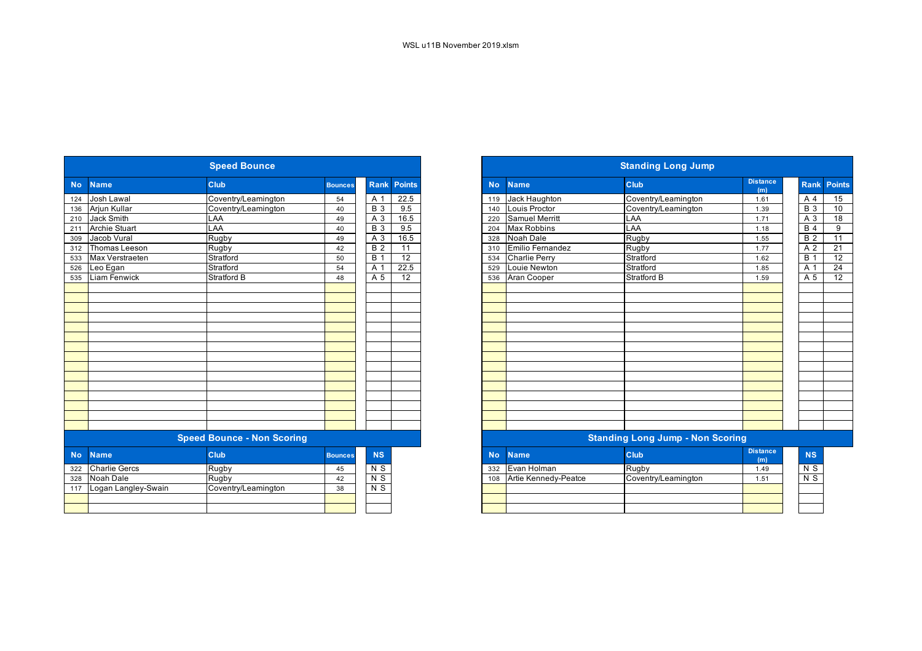WSL u11B November 2019.xlsm

## Speed Bounce

| No | Name | Club | Bounces | Rank | Points |
|---|---|---|---|---|---|
| 124 | Josh Lawal | Coventry/Leamington | 54 | A 1 | 22.5 |
| 136 | Arjun Kullar | Coventry/Leamington | 40 | B 3 | 9.5 |
| 210 | Jack Smith | LAA | 49 | A 3 | 16.5 |
| 211 | Archie Stuart | LAA | 40 | B 3 | 9.5 |
| 309 | Jacob Vural | Rugby | 49 | A 3 | 16.5 |
| 312 | Thomas Leeson | Rugby | 42 | B 2 | 11 |
| 533 | Max Verstraeten | Stratford | 50 | B 1 | 12 |
| 526 | Leo Egan | Stratford | 54 | A 1 | 22.5 |
| 535 | Liam Fenwick | Stratford B | 48 | A 5 | 12 |

## Speed Bounce - Non Scoring

| No | Name | Club | Bounces | NS |
|---|---|---|---|---|
| 322 | Charlie Gercs | Rugby | 45 | N S |
| 328 | Noah Dale | Rugby | 42 | N S |
| 117 | Logan Langley-Swain | Coventry/Leamington | 38 | N S |

## Standing Long Jump

| No | Name | Club | Distance (m) | Rank | Points |
|---|---|---|---|---|---|
| 119 | Jack Haughton | Coventry/Leamington | 1.61 | A 4 | 15 |
| 140 | Louis Proctor | Coventry/Leamington | 1.39 | B 3 | 10 |
| 220 | Samuel Merritt | LAA | 1.71 | A 3 | 18 |
| 204 | Max Robbins | LAA | 1.18 | B 4 | 9 |
| 328 | Noah Dale | Rugby | 1.55 | B 2 | 11 |
| 310 | Emilio Fernandez | Rugby | 1.77 | A 2 | 21 |
| 534 | Charlie Perry | Stratford | 1.62 | B 1 | 12 |
| 529 | Louie Newton | Stratford | 1.85 | A 1 | 24 |
| 536 | Aran Cooper | Stratford B | 1.59 | A 5 | 12 |

## Standing Long Jump - Non Scoring

| No | Name | Club | Distance (m) | NS |
|---|---|---|---|---|
| 332 | Evan Holman | Rugby | 1.49 | N S |
| 108 | Artie Kennedy-Peatce | Coventry/Leamington | 1.51 | N S |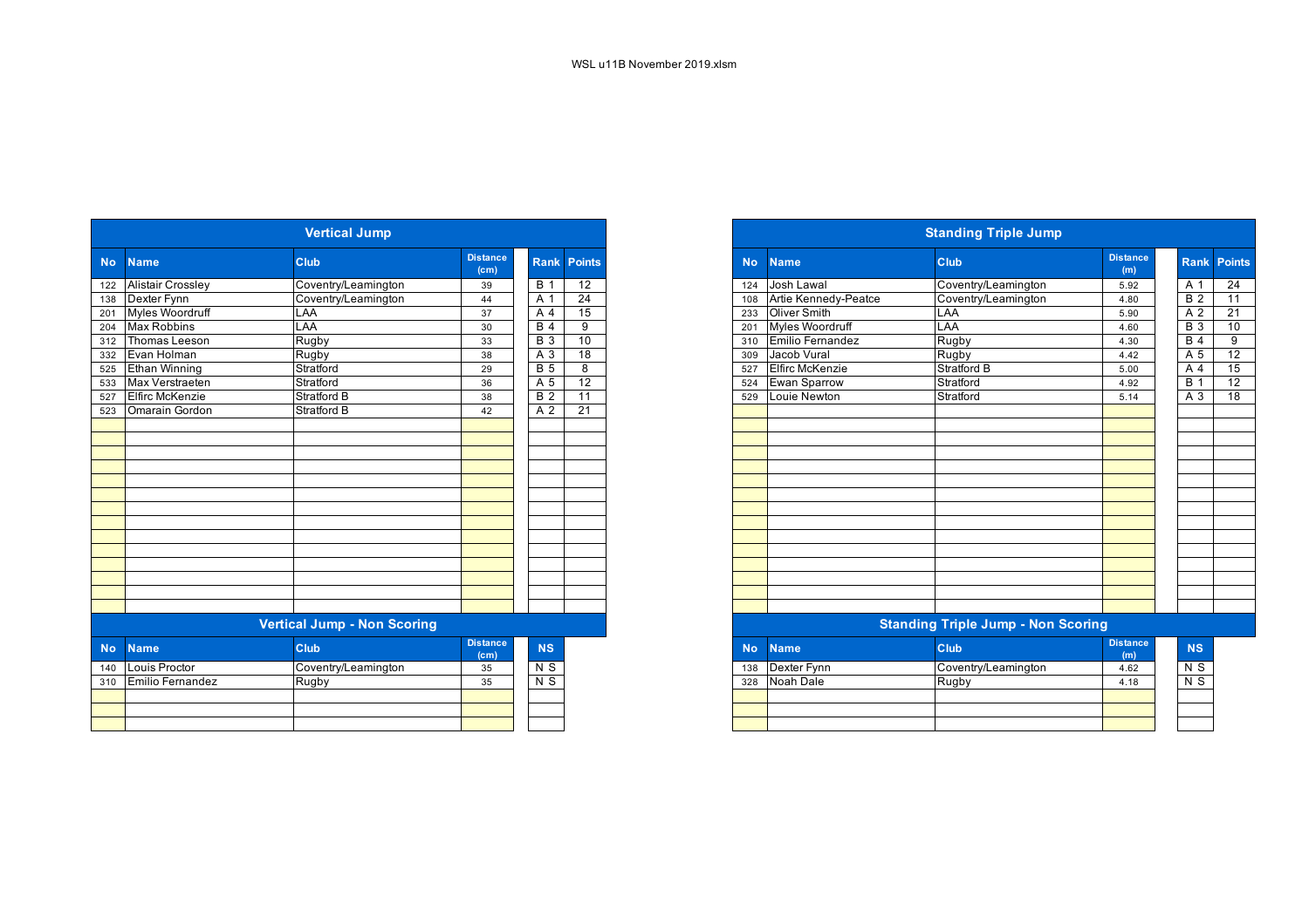WSL u11B November 2019.xlsm

## Vertical Jump

| No | Name | Club | Distance (cm) | Rank | Points |
|---|---|---|---|---|---|
| 122 | Alistair Crossley | Coventry/Leamington | 39 | B 1 | 12 |
| 138 | Dexter Fynn | Coventry/Leamington | 44 | A 1 | 24 |
| 201 | Myles Woordruff | LAA | 37 | A 4 | 15 |
| 204 | Max Robbins | LAA | 30 | B 4 | 9 |
| 312 | Thomas Leeson | Rugby | 33 | B 3 | 10 |
| 332 | Evan Holman | Rugby | 38 | A 3 | 18 |
| 525 | Ethan Winning | Stratford | 29 | B 5 | 8 |
| 533 | Max Verstraeten | Stratford | 36 | A 5 | 12 |
| 527 | Elfirc McKenzie | Stratford B | 38 | B 2 | 11 |
| 523 | Omarain Gordon | Stratford B | 42 | A 2 | 21 |

## Vertical Jump - Non Scoring

| No | Name | Club | Distance (cm) | NS |
|---|---|---|---|---|
| 140 | Louis Proctor | Coventry/Leamington | 35 | N S |
| 310 | Emilio Fernandez | Rugby | 35 | N S |

## Standing Triple Jump

| No | Name | Club | Distance (m) | Rank | Points |
|---|---|---|---|---|---|
| 124 | Josh Lawal | Coventry/Leamington | 5.92 | A 1 | 24 |
| 108 | Artie Kennedy-Peatce | Coventry/Leamington | 4.80 | B 2 | 11 |
| 233 | Oliver Smith | LAA | 5.90 | A 2 | 21 |
| 201 | Myles Woordruff | LAA | 4.60 | B 3 | 10 |
| 310 | Emilio Fernandez | Rugby | 4.30 | B 4 | 9 |
| 309 | Jacob Vural | Rugby | 4.42 | A 5 | 12 |
| 527 | Elfirc McKenzie | Stratford B | 5.00 | A 4 | 15 |
| 524 | Ewan Sparrow | Stratford | 4.92 | B 1 | 12 |
| 529 | Louie Newton | Stratford | 5.14 | A 3 | 18 |

## Standing Triple Jump - Non Scoring

| No | Name | Club | Distance (m) | NS |
|---|---|---|---|---|
| 138 | Dexter Fynn | Coventry/Leamington | 4.62 | N S |
| 328 | Noah Dale | Rugby | 4.18 | N S |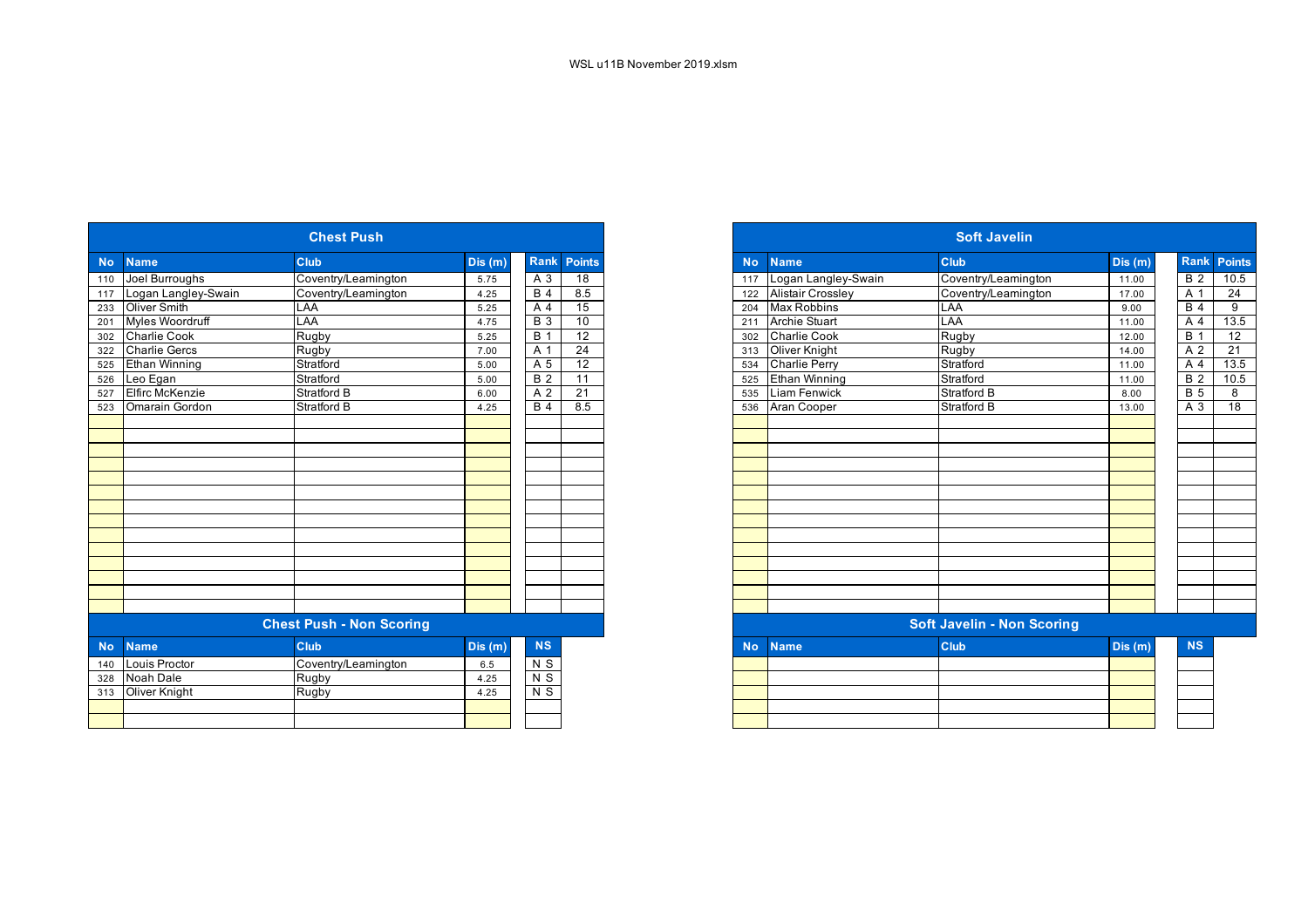WSL u11B November 2019.xlsm

## Chest Push

| No | Name | Club | Dis (m) | Rank | Points |
|---|---|---|---|---|---|
| 110 | Joel Burroughs | Coventry/Leamington | 5.75 | A 3 | 18 |
| 117 | Logan Langley-Swain | Coventry/Leamington | 4.25 | B 4 | 8.5 |
| 233 | Oliver Smith | LAA | 5.25 | A 4 | 15 |
| 201 | Myles Woordruff | LAA | 4.75 | B 3 | 10 |
| 302 | Charlie Cook | Rugby | 5.25 | B 1 | 12 |
| 322 | Charlie Gercs | Rugby | 7.00 | A 1 | 24 |
| 525 | Ethan Winning | Stratford | 5.00 | A 5 | 12 |
| 526 | Leo Egan | Stratford | 5.00 | B 2 | 11 |
| 527 | Elfirc McKenzie | Stratford B | 6.00 | A 2 | 21 |
| 523 | Omarain Gordon | Stratford B | 4.25 | B 4 | 8.5 |

## Chest Push - Non Scoring

| No | Name | Club | Dis (m) | NS |
|---|---|---|---|---|
| 140 | Louis Proctor | Coventry/Leamington | 6.5 | N S |
| 328 | Noah Dale | Rugby | 4.25 | N S |
| 313 | Oliver Knight | Rugby | 4.25 | N S |

## Soft Javelin

| No | Name | Club | Dis (m) | Rank | Points |
|---|---|---|---|---|---|
| 117 | Logan Langley-Swain | Coventry/Leamington | 11.00 | B 2 | 10.5 |
| 122 | Alistair Crossley | Coventry/Leamington | 17.00 | A 1 | 24 |
| 204 | Max Robbins | LAA | 9.00 | B 4 | 9 |
| 211 | Archie Stuart | LAA | 11.00 | A 4 | 13.5 |
| 302 | Charlie Cook | Rugby | 12.00 | B 1 | 12 |
| 313 | Oliver Knight | Rugby | 14.00 | A 2 | 21 |
| 534 | Charlie Perry | Stratford | 11.00 | A 4 | 13.5 |
| 525 | Ethan Winning | Stratford | 11.00 | B 2 | 10.5 |
| 535 | Liam Fenwick | Stratford B | 8.00 | B 5 | 8 |
| 536 | Aran Cooper | Stratford B | 13.00 | A 3 | 18 |

## Soft Javelin - Non Scoring

| No | Name | Club | Dis (m) | NS |
|---|---|---|---|---|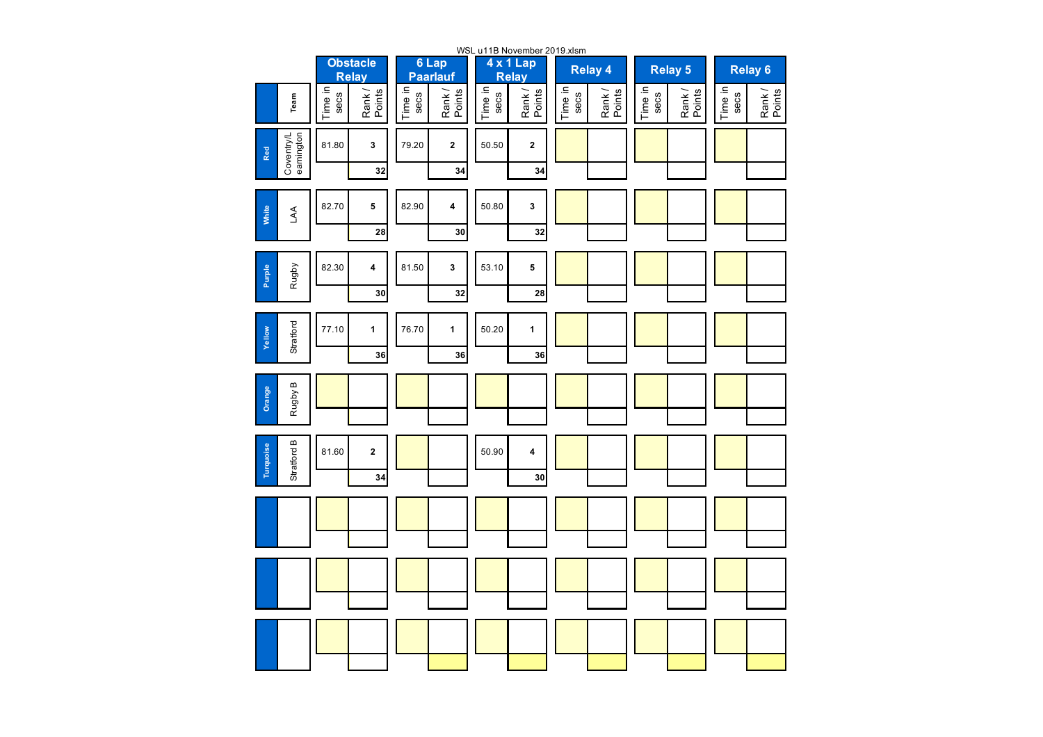WSL u11B November 2019.xlsm

| | Team | Obstacle Relay | | 6 Lap Paarlauf | | 4 x 1 Lap Relay | | Relay 4 | | Relay 5 | | Relay 6 | |
|---|---|---|---|---|---|---|---|---|---|---|---|---|---|
| | | Time in secs | Rank / Points | Time in secs | Rank / Points | Time in secs | Rank / Points | Time in secs | Rank / Points | Time in secs | Rank / Points | Time in secs | Rank / Points |
| Red | Coventry/Leamington | 81.80 | 3 / 32 | 79.20 | 2 / 34 | 50.50 | 2 / 34 | | | | | | |
| White | LAA | 82.70 | 5 / 28 | 82.90 | 4 / 30 | 50.80 | 3 / 32 | | | | | | |
| Purple | Rugby | 82.30 | 4 / 30 | 81.50 | 3 / 32 | 53.10 | 5 / 28 | | | | | | |
| Yellow | Stratford | 77.10 | 1 / 36 | 76.70 | 1 / 36 | 50.20 | 1 / 36 | | | | | | |
| Orange | Rugby B | | | | | | | | | | | | |
| Turquoise | Stratford B | 81.60 | 2 / 34 | | | 50.90 | 4 / 30 | | | | | | |
| | | | | | | | | | | | | | |
| | | | | | | | | | | | | | |
| | | | | | | | | | | | | | |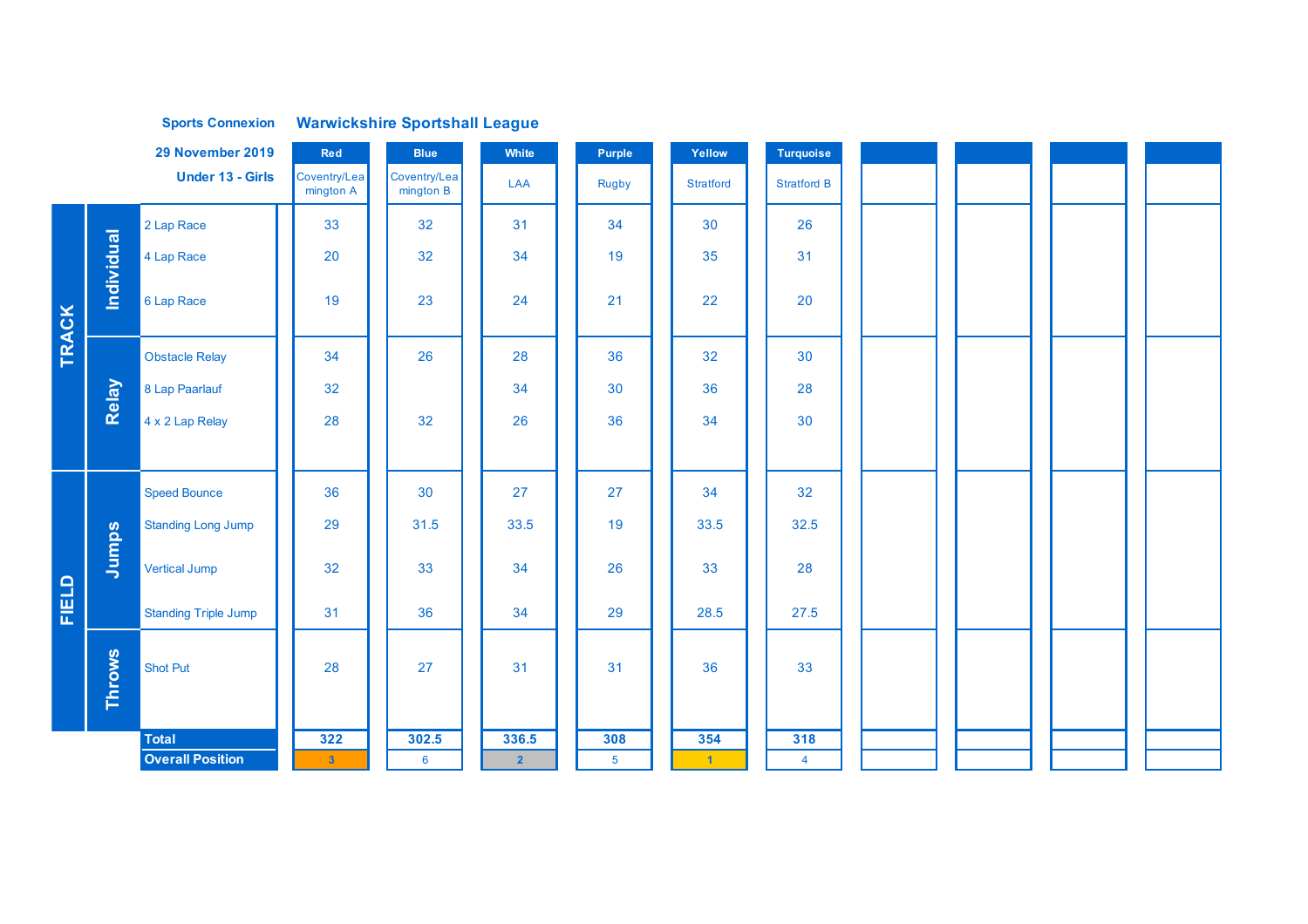**Sports Connexion** **Warwickshire Sportshall League**

**29 November 2019**

**Under 13 - Girls**

| | | | Red | Blue | White | Purple | Yellow | Turquoise | | | | |
|---|---|---|---|---|---|---|---|---|---|---|---|---|
| | | | Coventry/Leamington A | Coventry/Leamington B | LAA | Rugby | Stratford | Stratford B | | | | |
| TRACK | Individual | 2 Lap Race | 33 | 32 | 31 | 34 | 30 | 26 | | | | |
| | | 4 Lap Race | 20 | 32 | 34 | 19 | 35 | 31 | | | | |
| | | 6 Lap Race | 19 | 23 | 24 | 21 | 22 | 20 | | | | |
| | Relay | Obstacle Relay | 34 | 26 | 28 | 36 | 32 | 30 | | | | |
| | | 8 Lap Paarlauf | 32 | | 34 | 30 | 36 | 28 | | | | |
| | | 4 x 2 Lap Relay | 28 | 32 | 26 | 36 | 34 | 30 | | | | |
| FIELD | Jumps | Speed Bounce | 36 | 30 | 27 | 27 | 34 | 32 | | | | |
| | | Standing Long Jump | 29 | 31.5 | 33.5 | 19 | 33.5 | 32.5 | | | | |
| | | Vertical Jump | 32 | 33 | 34 | 26 | 33 | 28 | | | | |
| | | Standing Triple Jump | 31 | 36 | 34 | 29 | 28.5 | 27.5 | | | | |
| | Throws | Shot Put | 28 | 27 | 31 | 31 | 36 | 33 | | | | |
| | | **Total** | **322** | **302.5** | **336.5** | **308** | **354** | **318** | | | | |
| | | **Overall Position** | 3 | 6 | 2 | 5 | 1 | 4 | | | | |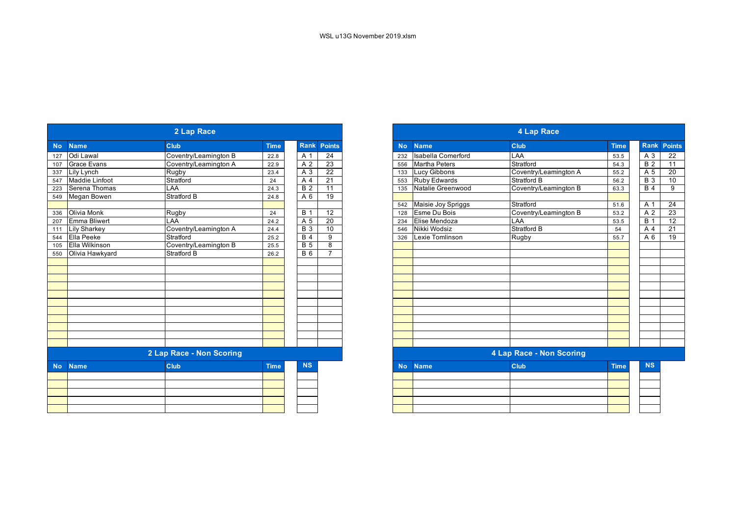WSL u13G November 2019.xlsm

## 2 Lap Race

| No | Name | Club | Time | Rank | Points |
|---|---|---|---|---|---|
| 127 | Odi Lawal | Coventry/Leamington B | 22.8 | A 1 | 24 |
| 107 | Grace Evans | Coventry/Leamington A | 22.9 | A 2 | 23 |
| 337 | Lily Lynch | Rugby | 23.4 | A 3 | 22 |
| 547 | Maddie Linfoot | Stratford | 24 | A 4 | 21 |
| 223 | Serena Thomas | LAA | 24.3 | B 2 | 11 |
| 549 | Megan Bowen | Stratford B | 24.8 | A 6 | 19 |
| | | | | | |
| 336 | Olivia Monk | Rugby | 24 | B 1 | 12 |
| 207 | Emma Bliwert | LAA | 24.2 | A 5 | 20 |
| 111 | Lily Sharkey | Coventry/Leamington A | 24.4 | B 3 | 10 |
| 544 | Ella Peeke | Stratford | 25.2 | B 4 | 9 |
| 105 | Ella Wilkinson | Coventry/Leamington B | 25.5 | B 5 | 8 |
| 550 | Olivia Hawkyard | Stratford B | 26.2 | B 6 | 7 |

## 2 Lap Race - Non Scoring

| No | Name | Club | Time | NS |
|---|---|---|---|---|
| | | | | |

## 4 Lap Race

| No | Name | Club | Time | Rank | Points |
|---|---|---|---|---|---|
| 232 | Isabella Comerford | LAA | 53.5 | A 3 | 22 |
| 556 | Martha Peters | Stratford | 54.3 | B 2 | 11 |
| 133 | Lucy Gibbons | Coventry/Leamington A | 55.2 | A 5 | 20 |
| 553 | Ruby Edwards | Stratford B | 56.2 | B 3 | 10 |
| 135 | Natalie Greenwood | Coventry/Leamington B | 63.3 | B 4 | 9 |
| | | | | | |
| 542 | Maisie Joy Spriggs | Stratford | 51.6 | A 1 | 24 |
| 128 | Esme Du Bois | Coventry/Leamington B | 53.2 | A 2 | 23 |
| 234 | Elise Mendoza | LAA | 53.5 | B 1 | 12 |
| 546 | Nikki Wodsiz | Stratford B | 54 | A 4 | 21 |
| 326 | Lexie Tomlinson | Rugby | 55.7 | A 6 | 19 |

## 4 Lap Race - Non Scoring

| No | Name | Club | Time | NS |
|---|---|---|---|---|
| | | | | |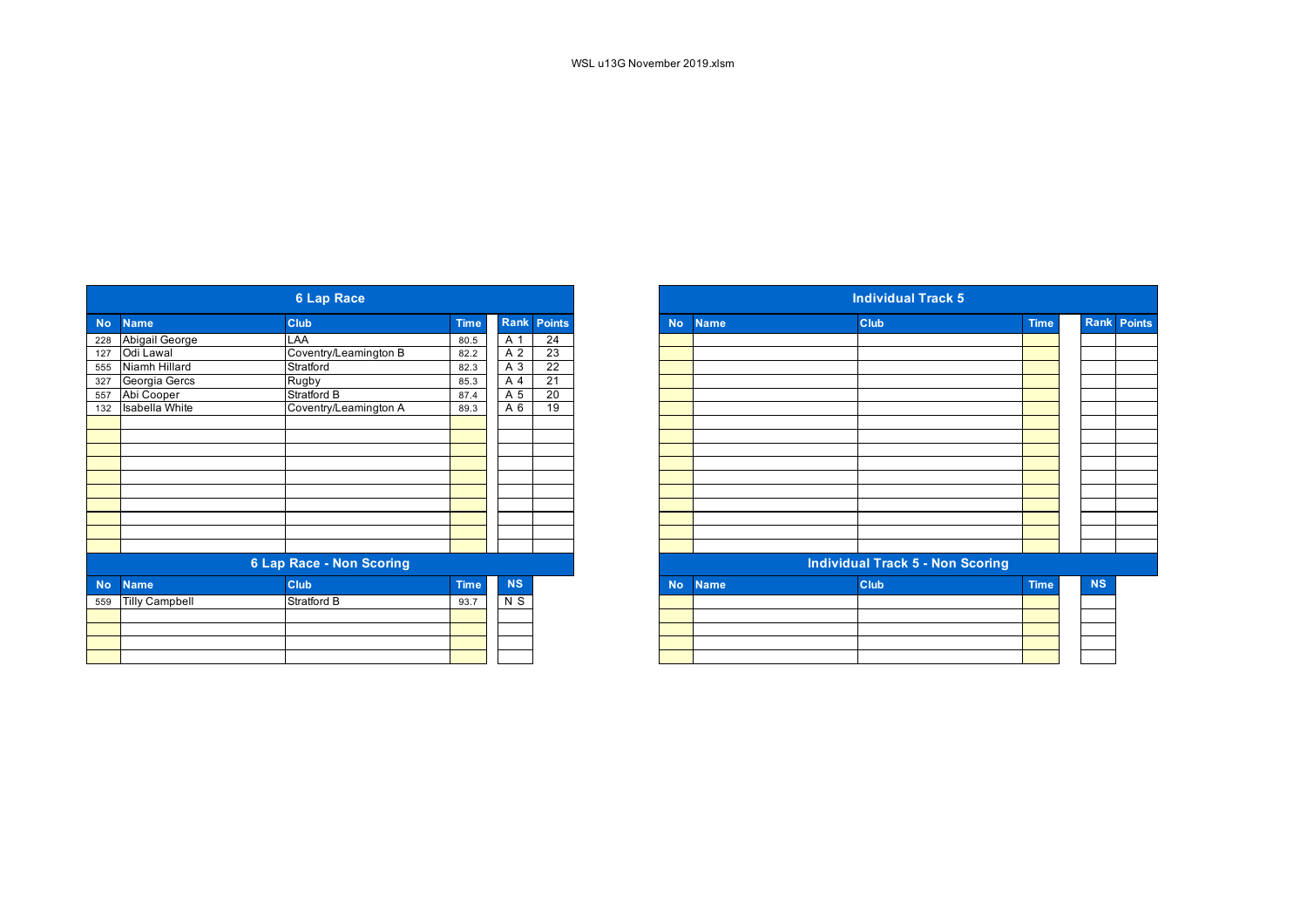WSL u13G November 2019.xlsm

## 6 Lap Race

| No | Name | Club | Time | Rank | Points |
|---|---|---|---|---|---|
| 228 | Abigail George | LAA | 80.5 | A 1 | 24 |
| 127 | Odi Lawal | Coventry/Leamington B | 82.2 | A 2 | 23 |
| 555 | Niamh Hillard | Stratford | 82.3 | A 3 | 22 |
| 327 | Georgia Gercs | Rugby | 85.3 | A 4 | 21 |
| 557 | Abi Cooper | Stratford B | 87.4 | A 5 | 20 |
| 132 | Isabella White | Coventry/Leamington A | 89.3 | A 6 | 19 |

## 6 Lap Race - Non Scoring

| No | Name | Club | Time | NS |
|---|---|---|---|---|
| 559 | Tilly Campbell | Stratford B | 93.7 | N S |

## Individual Track 5

| No | Name | Club | Time | Rank | Points |
|---|---|---|---|---|---|

## Individual Track 5 - Non Scoring

| No | Name | Club | Time | NS |
|---|---|---|---|---|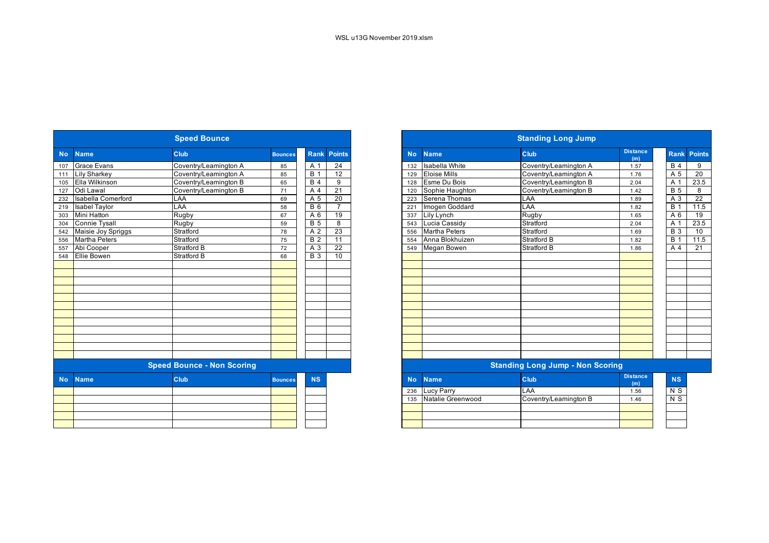WSL u13G November 2019.xlsm

## Speed Bounce

| No | Name | Club | Bounces | Rank | Points |
|---|---|---|---|---|---|
| 107 | Grace Evans | Coventry/Leamington A | 85 | A 1 | 24 |
| 111 | Lily Sharkey | Coventry/Leamington A | 85 | B 1 | 12 |
| 105 | Ella Wilkinson | Coventry/Leamington B | 65 | B 4 | 9 |
| 127 | Odi Lawal | Coventry/Leamington B | 71 | A 4 | 21 |
| 232 | Isabella Comerford | LAA | 69 | A 5 | 20 |
| 219 | Isabel Taylor | LAA | 58 | B 6 | 7 |
| 303 | Mini Hatton | Rugby | 67 | A 6 | 19 |
| 304 | Connie Tysall | Rugby | 59 | B 5 | 8 |
| 542 | Maisie Joy Spriggs | Stratford | 78 | A 2 | 23 |
| 556 | Martha Peters | Stratford | 75 | B 2 | 11 |
| 557 | Abi Cooper | Stratford B | 72 | A 3 | 22 |
| 548 | Ellie Bowen | Stratford B | 68 | B 3 | 10 |

## Speed Bounce - Non Scoring

| No | Name | Club | Bounces | NS |
|---|---|---|---|---|
| | | | | |

## Standing Long Jump

| No | Name | Club | Distance (m) | Rank | Points |
|---|---|---|---|---|---|
| 132 | Isabella White | Coventry/Leamington A | 1.57 | B 4 | 9 |
| 129 | Eloise Mills | Coventry/Leamington A | 1.76 | A 5 | 20 |
| 128 | Esme Du Bois | Coventry/Leamington B | 2.04 | A 1 | 23.5 |
| 120 | Sophie Haughton | Coventry/Leamington B | 1.42 | B 5 | 8 |
| 223 | Serena Thomas | LAA | 1.89 | A 3 | 22 |
| 221 | Imogen Goddard | LAA | 1.82 | B 1 | 11.5 |
| 337 | Lily Lynch | Rugby | 1.65 | A 6 | 19 |
| 543 | Lucia Cassidy | Stratford | 2.04 | A 1 | 23.5 |
| 556 | Martha Peters | Stratford | 1.69 | B 3 | 10 |
| 554 | Anna Blokhuizen | Stratford B | 1.82 | B 1 | 11.5 |
| 549 | Megan Bowen | Stratford B | 1.86 | A 4 | 21 |

## Standing Long Jump - Non Scoring

| No | Name | Club | Distance (m) | NS |
|---|---|---|---|---|
| 236 | Lucy Parry | LAA | 1.56 | N S |
| 135 | Natalie Greenwood | Coventry/Leamington B | 1.46 | N S |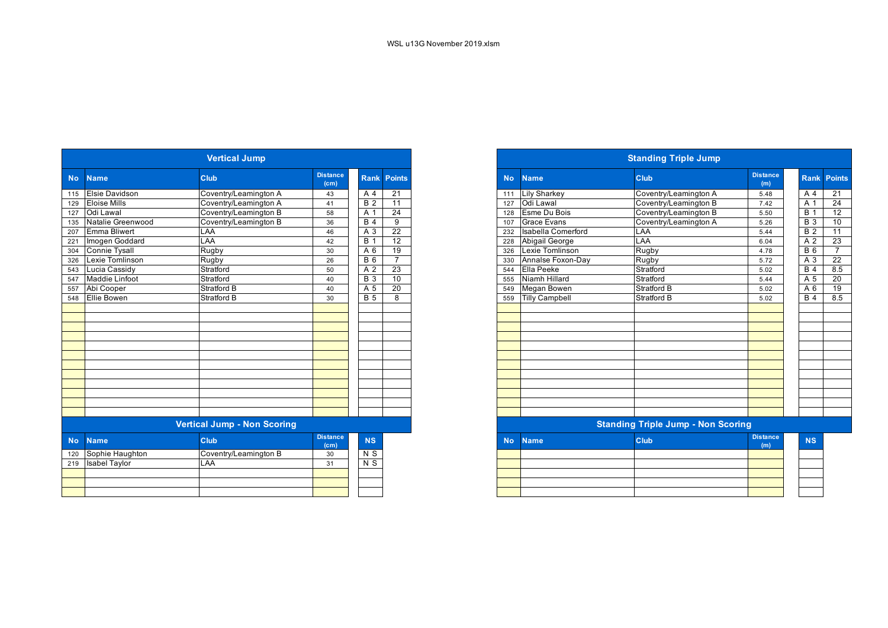WSL u13G November 2019.xlsm

## Vertical Jump

| No | Name | Club | Distance (cm) | Rank | Points |
|---|---|---|---|---|---|
| 115 | Elsie Davidson | Coventry/Leamington A | 43 | A 4 | 21 |
| 129 | Eloise Mills | Coventry/Leamington A | 41 | B 2 | 11 |
| 127 | Odi Lawal | Coventry/Leamington B | 58 | A 1 | 24 |
| 135 | Natalie Greenwood | Coventry/Leamington B | 36 | B 4 | 9 |
| 207 | Emma Bliwert | LAA | 46 | A 3 | 22 |
| 221 | Imogen Goddard | LAA | 42 | B 1 | 12 |
| 304 | Connie Tysall | Rugby | 30 | A 6 | 19 |
| 326 | Lexie Tomlinson | Rugby | 26 | B 6 | 7 |
| 543 | Lucia Cassidy | Stratford | 50 | A 2 | 23 |
| 547 | Maddie Linfoot | Stratford | 40 | B 3 | 10 |
| 557 | Abi Cooper | Stratford B | 40 | A 5 | 20 |
| 548 | Ellie Bowen | Stratford B | 30 | B 5 | 8 |

## Vertical Jump - Non Scoring

| No | Name | Club | Distance (cm) | NS |
|---|---|---|---|---|
| 120 | Sophie Haughton | Coventry/Leamington B | 30 | N S |
| 219 | Isabel Taylor | LAA | 31 | N S |

## Standing Triple Jump

| No | Name | Club | Distance (m) | Rank | Points |
|---|---|---|---|---|---|
| 111 | Lily Sharkey | Coventry/Leamington A | 5.48 | A 4 | 21 |
| 127 | Odi Lawal | Coventry/Leamington B | 7.42 | A 1 | 24 |
| 128 | Esme Du Bois | Coventry/Leamington B | 5.50 | B 1 | 12 |
| 107 | Grace Evans | Coventry/Leamington A | 5.26 | B 3 | 10 |
| 232 | Isabella Comerford | LAA | 5.44 | B 2 | 11 |
| 228 | Abigail George | LAA | 6.04 | A 2 | 23 |
| 326 | Lexie Tomlinson | Rugby | 4.78 | B 6 | 7 |
| 330 | Annalse Foxon-Day | Rugby | 5.72 | A 3 | 22 |
| 544 | Ella Peeke | Stratford | 5.02 | B 4 | 8.5 |
| 555 | Niamh Hillard | Stratford | 5.44 | A 5 | 20 |
| 549 | Megan Bowen | Stratford B | 5.02 | A 6 | 19 |
| 559 | Tilly Campbell | Stratford B | 5.02 | B 4 | 8.5 |

## Standing Triple Jump - Non Scoring

| No | Name | Club | Distance (m) | NS |
|---|---|---|---|---|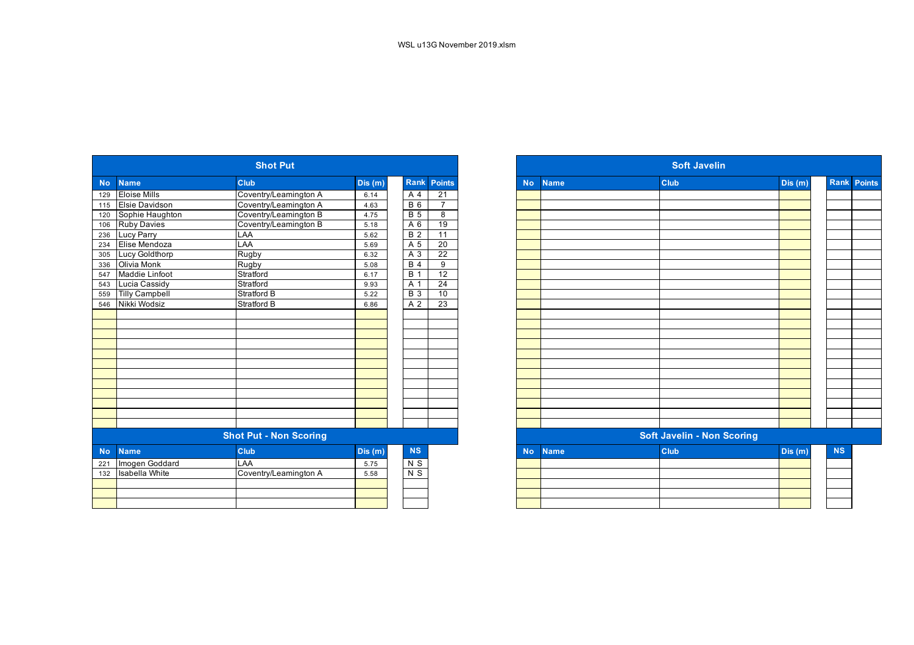WSL u13G November 2019.xlsm

## Shot Put

| No | Name | Club | Dis (m) | Rank | Points |
|---|---|---|---|---|---|
| 129 | Eloise Mills | Coventry/Leamington A | 6.14 | A 4 | 21 |
| 115 | Elsie Davidson | Coventry/Leamington A | 4.63 | B 6 | 7 |
| 120 | Sophie Haughton | Coventry/Leamington B | 4.75 | B 5 | 8 |
| 106 | Ruby Davies | Coventry/Leamington B | 5.18 | A 6 | 19 |
| 236 | Lucy Parry | LAA | 5.62 | B 2 | 11 |
| 234 | Elise Mendoza | LAA | 5.69 | A 5 | 20 |
| 305 | Lucy Goldthorp | Rugby | 6.32 | A 3 | 22 |
| 336 | Olivia Monk | Rugby | 5.08 | B 4 | 9 |
| 547 | Maddie Linfoot | Stratford | 6.17 | B 1 | 12 |
| 543 | Lucia Cassidy | Stratford | 9.93 | A 1 | 24 |
| 559 | Tilly Campbell | Stratford B | 5.22 | B 3 | 10 |
| 546 | Nikki Wodsiz | Stratford B | 6.86 | A 2 | 23 |

## Shot Put - Non Scoring

| No | Name | Club | Dis (m) | NS |
|---|---|---|---|---|
| 221 | Imogen Goddard | LAA | 5.75 | N S |
| 132 | Isabella White | Coventry/Leamington A | 5.58 | N S |

## Soft Javelin

| No | Name | Club | Dis (m) | Rank | Points |
|---|---|---|---|---|---|

## Soft Javelin - Non Scoring

| No | Name | Club | Dis (m) | NS |
|---|---|---|---|---|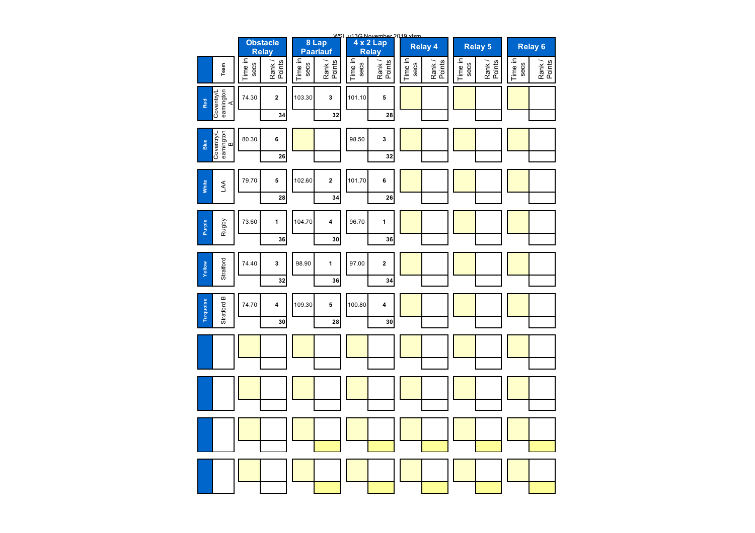WSL u13G November 2019.xlsm

| | Team | Obstacle Relay | | 8 Lap Paarlauf | | 4 x 2 Lap Relay | | Relay 4 | | Relay 5 | | Relay 6 | |
|---|---|---|---|---|---|---|---|---|---|---|---|---|---|
| | | Time in secs | Rank / Points | Time in secs | Rank / Points | Time in secs | Rank / Points | Time in secs | Rank / Points | Time in secs | Rank / Points | Time in secs | Rank / Points |
| Red | Coventry/Leamington A | 74.30 | 2 | 103.30 | 3 | 101.10 | 5 | | | | | | |
| | | | 34 | | 32 | | 28 | | | | | | |
| Blue | Coventry/Leamington B | 80.30 | 6 | | | 98.50 | 3 | | | | | | |
| | | | 26 | | | | 32 | | | | | | |
| White | LAA | 79.70 | 5 | 102.60 | 2 | 101.70 | 6 | | | | | | |
| | | | 28 | | 34 | | 26 | | | | | | |
| Purple | Rugby | 73.60 | 1 | 104.70 | 4 | 96.70 | 1 | | | | | | |
| | | | 36 | | 30 | | 36 | | | | | | |
| Yellow | Stratford | 74.40 | 3 | 98.90 | 1 | 97.00 | 2 | | | | | | |
| | | | 32 | | 36 | | 34 | | | | | | |
| Turquoise | Stratford B | 74.70 | 4 | 109.30 | 5 | 100.80 | 4 | | | | | | |
| | | | 30 | | 28 | | 30 | | | | | | |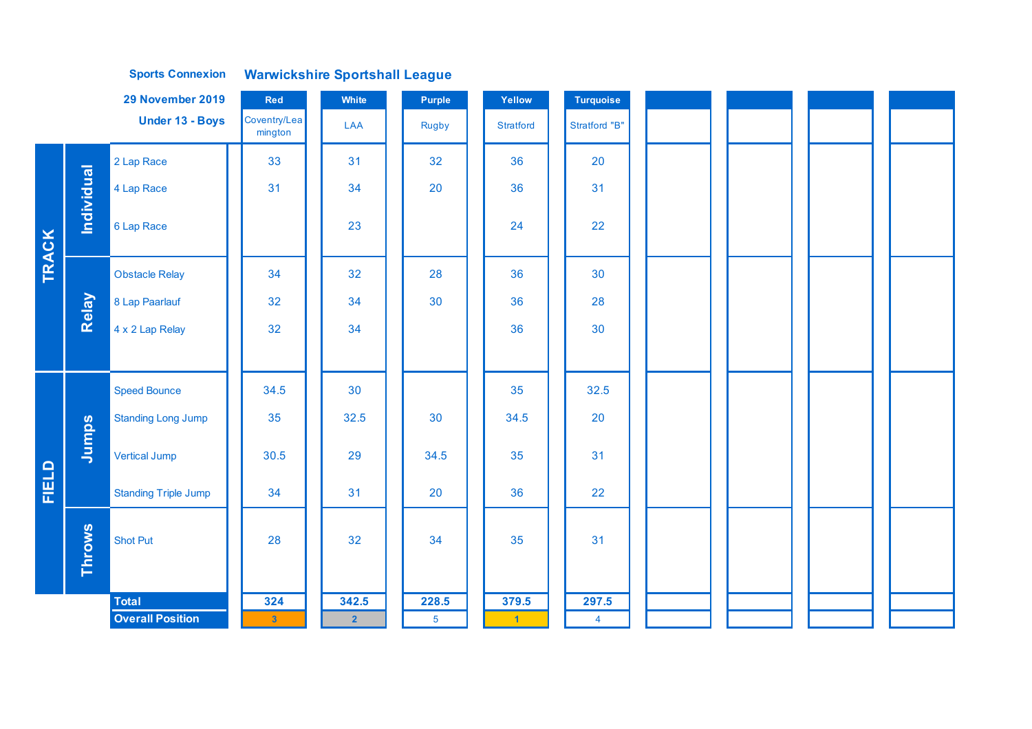**Sports Connexion** — **Warwickshire Sportshall League**

**29 November 2019**

**Under 13 - Boys**

| | | | Red | White | Purple | Yellow | Turquoise | | | | |
|---|---|---|---|---|---|---|---|---|---|---|---|
| | | | Coventry/Leamington | LAA | Rugby | Stratford | Stratford "B" | | | | |
| TRACK | Individual | 2 Lap Race | 33 | 31 | 32 | 36 | 20 | | | | |
| | | 4 Lap Race | 31 | 34 | 20 | 36 | 31 | | | | |
| | | 6 Lap Race | | 23 | | 24 | 22 | | | | |
| | Relay | Obstacle Relay | 34 | 32 | 28 | 36 | 30 | | | | |
| | | 8 Lap Paarlauf | 32 | 34 | 30 | 36 | 28 | | | | |
| | | 4 x 2 Lap Relay | 32 | 34 | | 36 | 30 | | | | |
| FIELD | Jumps | Speed Bounce | 34.5 | 30 | | 35 | 32.5 | | | | |
| | | Standing Long Jump | 35 | 32.5 | 30 | 34.5 | 20 | | | | |
| | | Vertical Jump | 30.5 | 29 | 34.5 | 35 | 31 | | | | |
| | | Standing Triple Jump | 34 | 31 | 20 | 36 | 22 | | | | |
| | Throws | Shot Put | 28 | 32 | 34 | 35 | 31 | | | | |
| | | **Total** | **324** | **342.5** | **228.5** | **379.5** | **297.5** | | | | |
| | | **Overall Position** | 3 | 2 | 5 | 1 | 4 | | | | |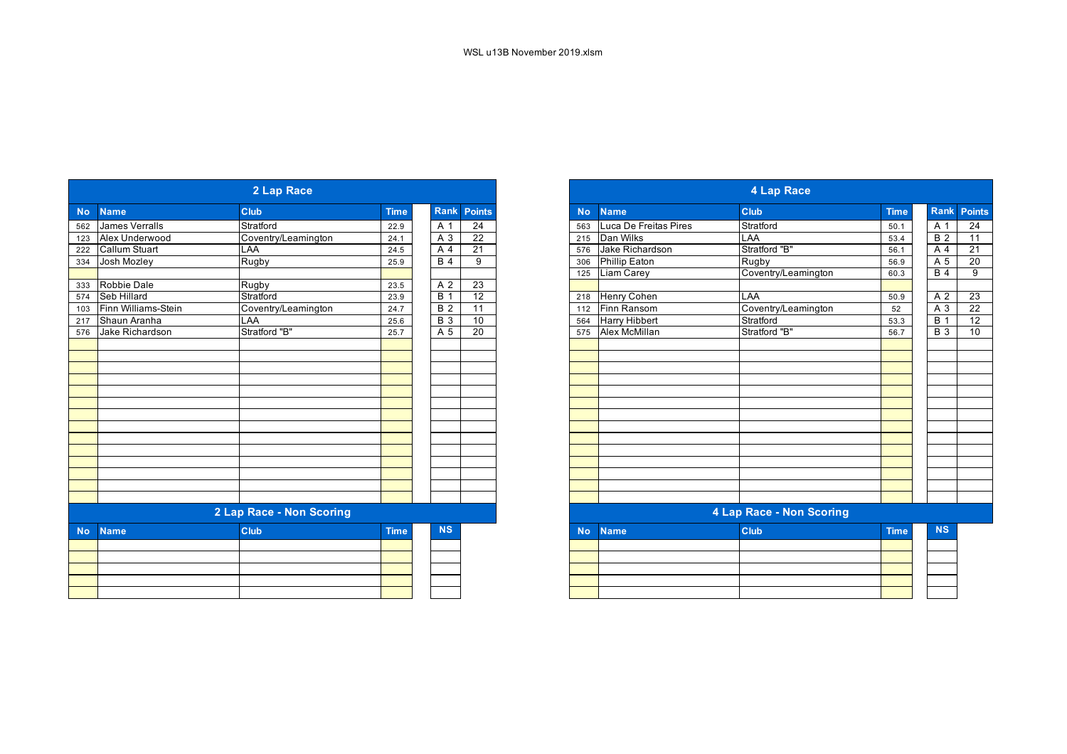WSL u13B November 2019.xlsm

## 2 Lap Race

| No | Name | Club | Time | Rank | Points |
|---|---|---|---|---|---|
| 562 | James Verralls | Stratford | 22.9 | A 1 | 24 |
| 123 | Alex Underwood | Coventry/Leamington | 24.1 | A 3 | 22 |
| 222 | Callum Stuart | LAA | 24.5 | A 4 | 21 |
| 334 | Josh Mozley | Rugby | 25.9 | B 4 | 9 |
| | | | | | |
| 333 | Robbie Dale | Rugby | 23.5 | A 2 | 23 |
| 574 | Seb Hillard | Stratford | 23.9 | B 1 | 12 |
| 103 | Finn Williams-Stein | Coventry/Leamington | 24.7 | B 2 | 11 |
| 217 | Shaun Aranha | LAA | 25.6 | B 3 | 10 |
| 576 | Jake Richardson | Stratford "B" | 25.7 | A 5 | 20 |

## 2 Lap Race - Non Scoring

| No | Name | Club | Time | NS |
|---|---|---|---|---|
| | | | | |

## 4 Lap Race

| No | Name | Club | Time | Rank | Points |
|---|---|---|---|---|---|
| 563 | Luca De Freitas Pires | Stratford | 50.1 | A 1 | 24 |
| 215 | Dan Wilks | LAA | 53.4 | B 2 | 11 |
| 576 | Jake Richardson | Stratford "B" | 56.1 | A 4 | 21 |
| 306 | Phillip Eaton | Rugby | 56.9 | A 5 | 20 |
| 125 | Liam Carey | Coventry/Leamington | 60.3 | B 4 | 9 |
| | | | | | |
| 218 | Henry Cohen | LAA | 50.9 | A 2 | 23 |
| 112 | Finn Ransom | Coventry/Leamington | 52 | A 3 | 22 |
| 564 | Harry Hibbert | Stratford | 53.3 | B 1 | 12 |
| 575 | Alex McMillan | Stratford "B" | 56.7 | B 3 | 10 |

## 4 Lap Race - Non Scoring

| No | Name | Club | Time | NS |
|---|---|---|---|---|
| | | | | |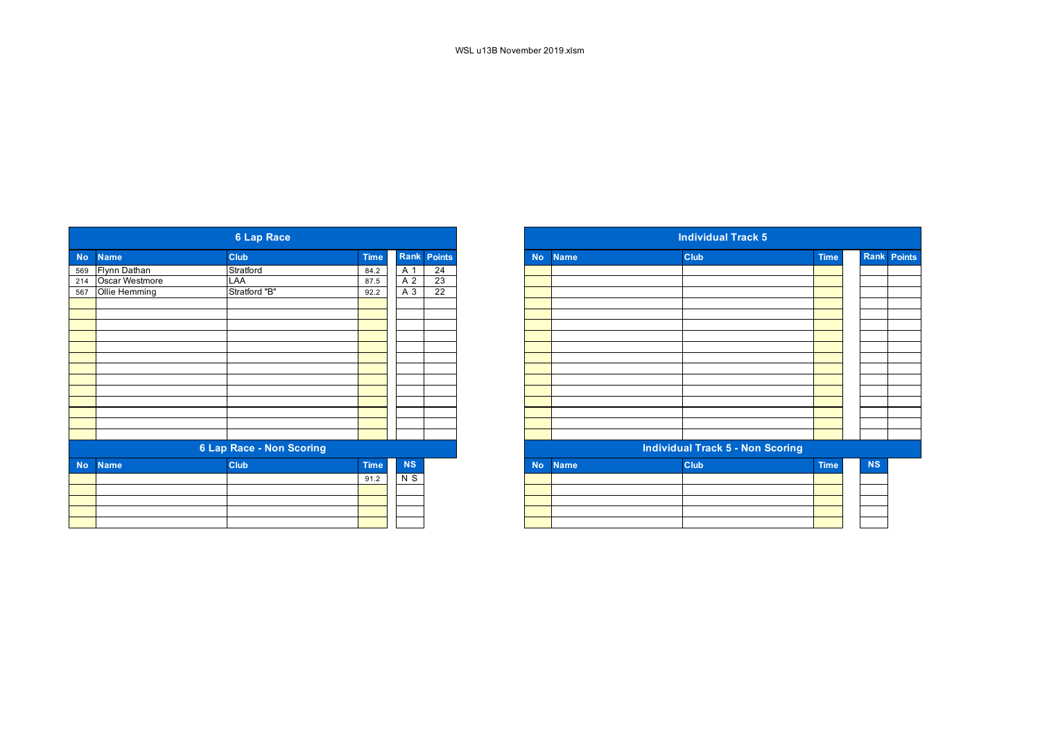WSL u13B November 2019.xlsm

## 6 Lap Race

| No | Name | Club | Time | Rank | Points |
|---|---|---|---|---|---|
| 569 | Flynn Dathan | Stratford | 84.2 | A 1 | 24 |
| 214 | Oscar Westmore | LAA | 87.5 | A 2 | 23 |
| 567 | Ollie Hemming | Stratford "B" | 92.2 | A 3 | 22 |

## 6 Lap Race - Non Scoring

| No | Name | Club | Time | NS |
|---|---|---|---|---|
| | | | 91.2 | N S |

## Individual Track 5

| No | Name | Club | Time | Rank | Points |
|---|---|---|---|---|---|
| | | | | | |

## Individual Track 5 - Non Scoring

| No | Name | Club | Time | NS |
|---|---|---|---|---|
| | | | | |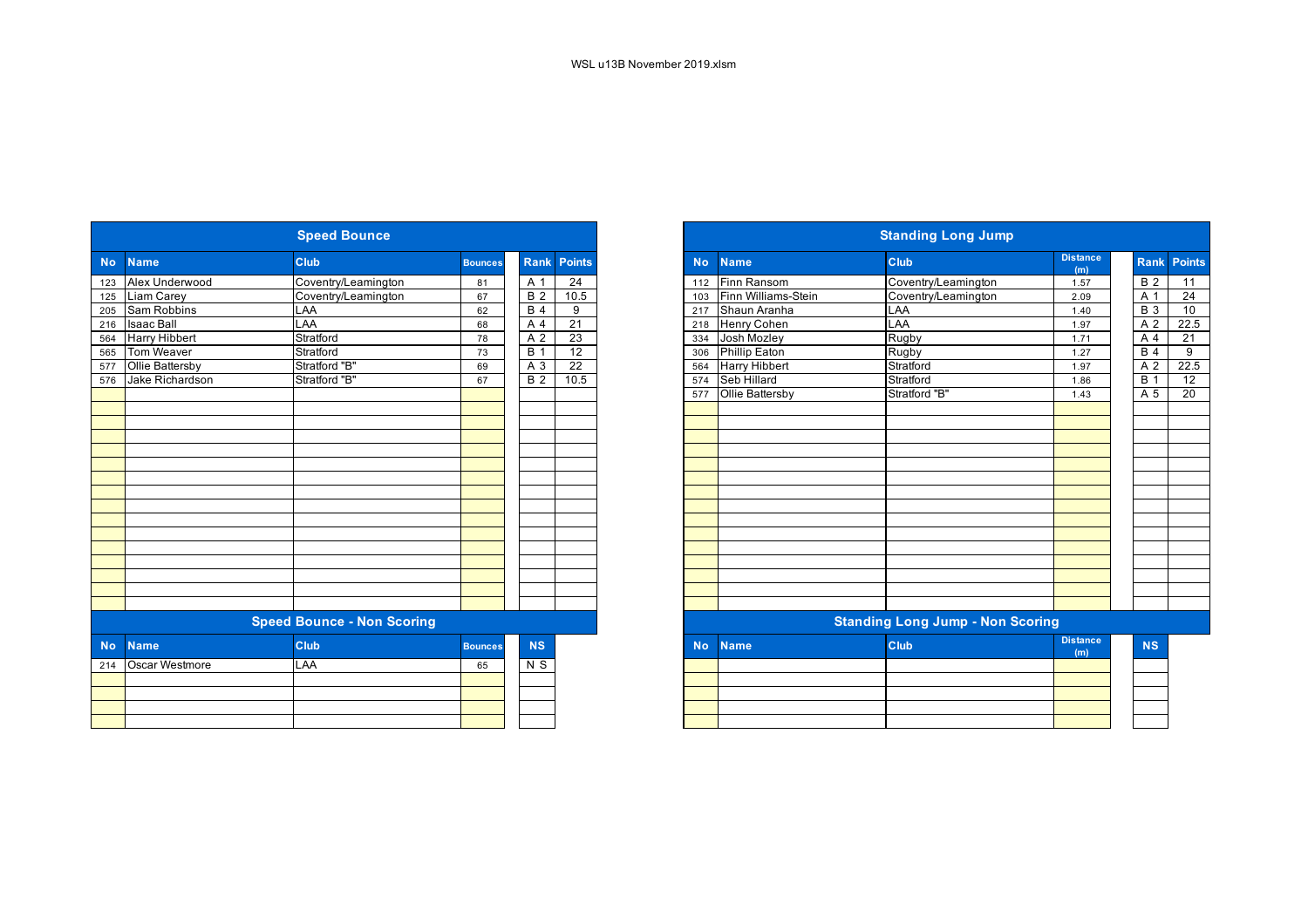WSL u13B November 2019.xlsm

## Speed Bounce

| No | Name | Club | Bounces | Rank | Points |
|---|---|---|---|---|---|
| 123 | Alex Underwood | Coventry/Leamington | 81 | A 1 | 24 |
| 125 | Liam Carey | Coventry/Leamington | 67 | B 2 | 10.5 |
| 205 | Sam Robbins | LAA | 62 | B 4 | 9 |
| 216 | Isaac Ball | LAA | 68 | A 4 | 21 |
| 564 | Harry Hibbert | Stratford | 78 | A 2 | 23 |
| 565 | Tom Weaver | Stratford | 73 | B 1 | 12 |
| 577 | Ollie Battersby | Stratford "B" | 69 | A 3 | 22 |
| 576 | Jake Richardson | Stratford "B" | 67 | B 2 | 10.5 |

## Speed Bounce - Non Scoring

| No | Name | Club | Bounces | NS |
|---|---|---|---|---|
| 214 | Oscar Westmore | LAA | 65 | N S |

## Standing Long Jump

| No | Name | Club | Distance (m) | Rank | Points |
|---|---|---|---|---|---|
| 112 | Finn Ransom | Coventry/Leamington | 1.57 | B 2 | 11 |
| 103 | Finn Williams-Stein | Coventry/Leamington | 2.09 | A 1 | 24 |
| 217 | Shaun Aranha | LAA | 1.40 | B 3 | 10 |
| 218 | Henry Cohen | LAA | 1.97 | A 2 | 22.5 |
| 334 | Josh Mozley | Rugby | 1.71 | A 4 | 21 |
| 306 | Phillip Eaton | Rugby | 1.27 | B 4 | 9 |
| 564 | Harry Hibbert | Stratford | 1.97 | A 2 | 22.5 |
| 574 | Seb Hillard | Stratford | 1.86 | B 1 | 12 |
| 577 | Ollie Battersby | Stratford "B" | 1.43 | A 5 | 20 |

## Standing Long Jump - Non Scoring

| No | Name | Club | Distance (m) | NS |
|---|---|---|---|---|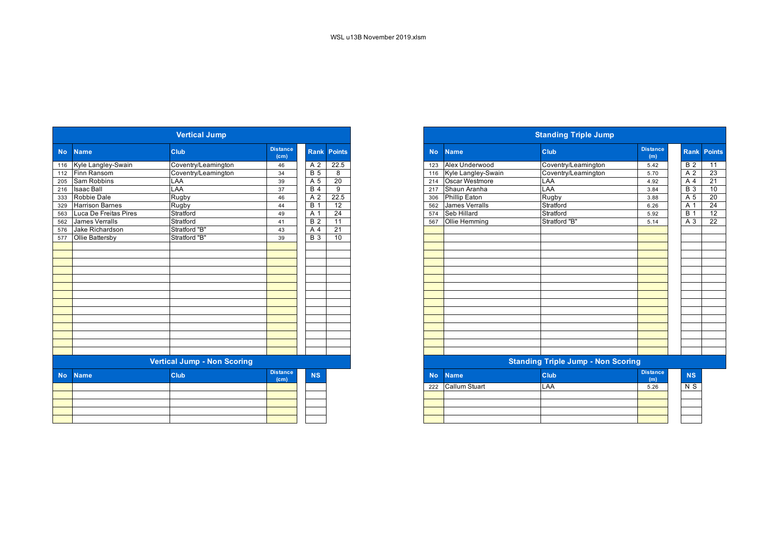WSL u13B November 2019.xlsm

## Vertical Jump

| No | Name | Club | Distance (cm) | Rank | Points |
|---|---|---|---|---|---|
| 116 | Kyle Langley-Swain | Coventry/Leamington | 46 | A 2 | 22.5 |
| 112 | Finn Ransom | Coventry/Leamington | 34 | B 5 | 8 |
| 205 | Sam Robbins | LAA | 39 | A 5 | 20 |
| 216 | Isaac Ball | LAA | 37 | B 4 | 9 |
| 333 | Robbie Dale | Rugby | 46 | A 2 | 22.5 |
| 329 | Harrison Barnes | Rugby | 44 | B 1 | 12 |
| 563 | Luca De Freitas Pires | Stratford | 49 | A 1 | 24 |
| 562 | James Verralls | Stratford | 41 | B 2 | 11 |
| 576 | Jake Richardson | Stratford "B" | 43 | A 4 | 21 |
| 577 | Ollie Battersby | Stratford "B" | 39 | B 3 | 10 |

## Vertical Jump - Non Scoring

| No | Name | Club | Distance (cm) | NS |
|---|---|---|---|---|

## Standing Triple Jump

| No | Name | Club | Distance (m) | Rank | Points |
|---|---|---|---|---|---|
| 123 | Alex Underwood | Coventry/Leamington | 5.42 | B 2 | 11 |
| 116 | Kyle Langley-Swain | Coventry/Leamington | 5.70 | A 2 | 23 |
| 214 | Oscar Westmore | LAA | 4.92 | A 4 | 21 |
| 217 | Shaun Aranha | LAA | 3.84 | B 3 | 10 |
| 306 | Phillip Eaton | Rugby | 3.88 | A 5 | 20 |
| 562 | James Verralls | Stratford | 6.26 | A 1 | 24 |
| 574 | Seb Hillard | Stratford | 5.92 | B 1 | 12 |
| 567 | Ollie Hemming | Stratford "B" | 5.14 | A 3 | 22 |

## Standing Triple Jump - Non Scoring

| No | Name | Club | Distance (m) | NS |
|---|---|---|---|---|
| 222 | Callum Stuart | LAA | 5.26 | N S |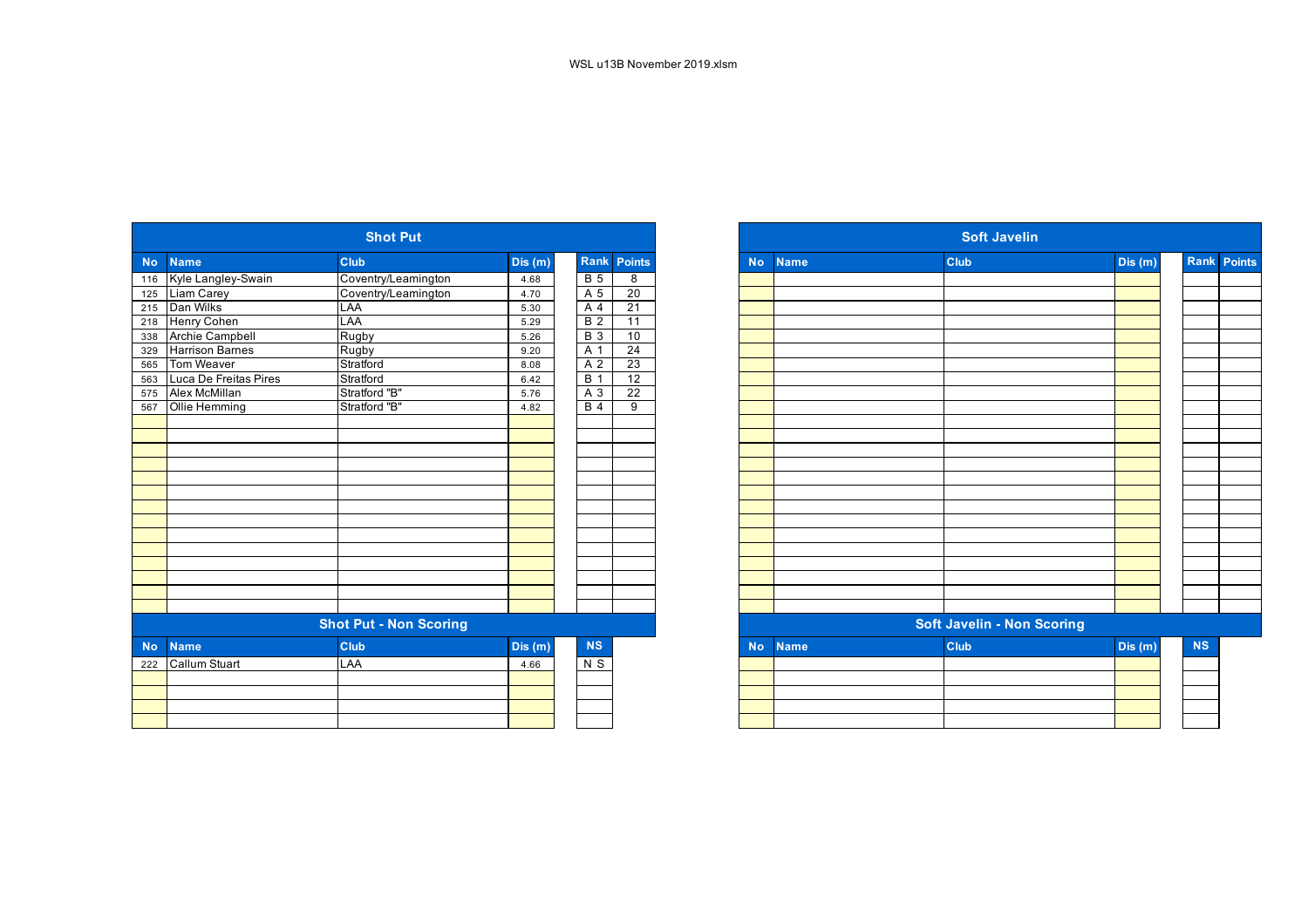WSL u13B November 2019.xlsm

## Shot Put

| No | Name | Club | Dis (m) | Rank | Points |
|---|---|---|---|---|---|
| 116 | Kyle Langley-Swain | Coventry/Leamington | 4.68 | B 5 | 8 |
| 125 | Liam Carey | Coventry/Leamington | 4.70 | A 5 | 20 |
| 215 | Dan Wilks | LAA | 5.30 | A 4 | 21 |
| 218 | Henry Cohen | LAA | 5.29 | B 2 | 11 |
| 338 | Archie Campbell | Rugby | 5.26 | B 3 | 10 |
| 329 | Harrison Barnes | Rugby | 9.20 | A 1 | 24 |
| 565 | Tom Weaver | Stratford | 8.08 | A 2 | 23 |
| 563 | Luca De Freitas Pires | Stratford | 6.42 | B 1 | 12 |
| 575 | Alex McMillan | Stratford "B" | 5.76 | A 3 | 22 |
| 567 | Ollie Hemming | Stratford "B" | 4.82 | B 4 | 9 |

## Shot Put - Non Scoring

| No | Name | Club | Dis (m) | NS |
|---|---|---|---|---|
| 222 | Callum Stuart | LAA | 4.66 | N S |

## Soft Javelin

| No | Name | Club | Dis (m) | Rank | Points |
|---|---|---|---|---|---|

## Soft Javelin - Non Scoring

| No | Name | Club | Dis (m) | NS |
|---|---|---|---|---|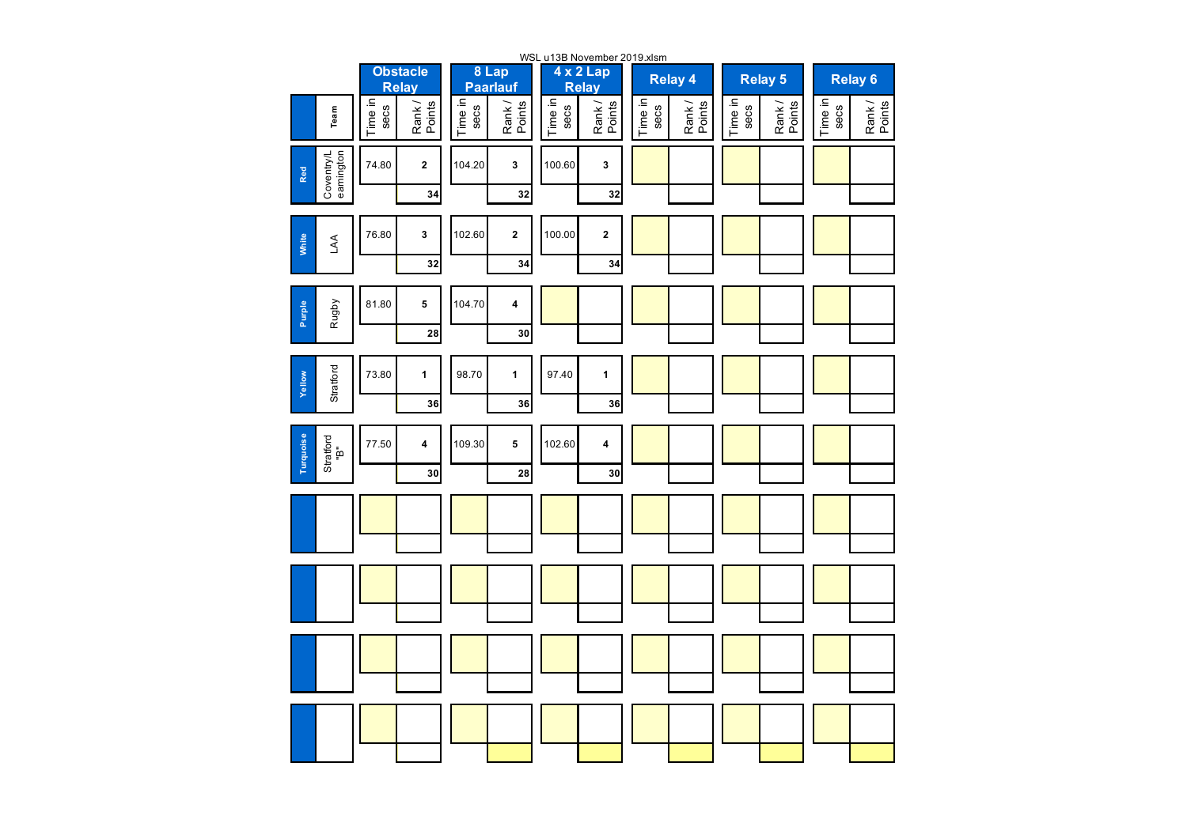WSL u13B November 2019.xlsm

| | Team | Obstacle Relay | | 8 Lap Paarlauf | | 4 x 2 Lap Relay | | Relay 4 | | Relay 5 | | Relay 6 | |
|---|---|---|---|---|---|---|---|---|---|---|---|---|---|
| | | Time in secs | Rank / Points | Time in secs | Rank / Points | Time in secs | Rank / Points | Time in secs | Rank / Points | Time in secs | Rank / Points | Time in secs | Rank / Points |
| Red | Coventry/Leamington | 74.80 | 2 / 34 | 104.20 | 3 / 32 | 100.60 | 3 / 32 | | | | | | |
| White | LAA | 76.80 | 3 / 32 | 102.60 | 2 / 34 | 100.00 | 2 / 34 | | | | | | |
| Purple | Rugby | 81.80 | 5 / 28 | 104.70 | 4 / 30 | | | | | | | | |
| Yellow | Stratford | 73.80 | 1 / 36 | 98.70 | 1 / 36 | 97.40 | 1 / 36 | | | | | | |
| Turquoise | Stratford "B" | 77.50 | 4 / 30 | 109.30 | 5 / 28 | 102.60 | 4 / 30 | | | | | | |
| | | | | | | | | | | | | | |
| | | | | | | | | | | | | | |
| | | | | | | | | | | | | | |
| | | | | | | | | | | | | | |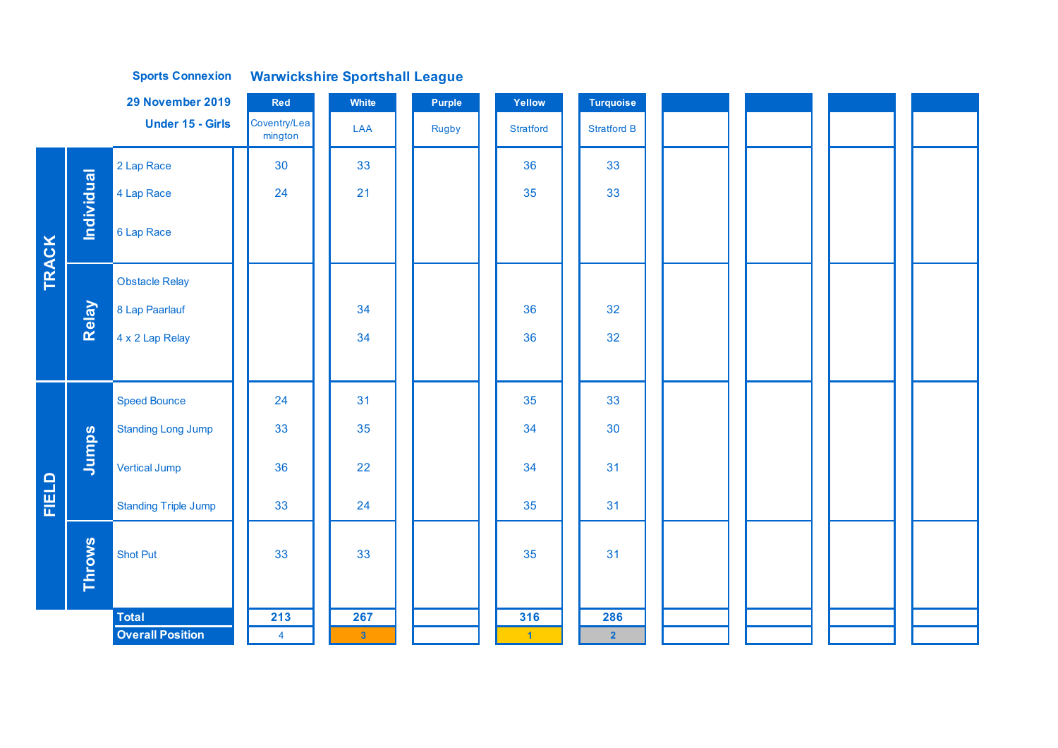**Sports Connexion** **Warwickshire Sportshall League**

**29 November 2019**

**Under 15 - Girls**

| | | | Red | White | Purple | Yellow | Turquoise | | | | |
|---|---|---|---|---|---|---|---|---|---|---|---|
| | | | Coventry/Leamington | LAA | Rugby | Stratford | Stratford B | | | | |
| TRACK | Individual | 2 Lap Race | 30 | 33 | | 36 | 33 | | | | |
| | | 4 Lap Race | 24 | 21 | | 35 | 33 | | | | |
| | | 6 Lap Race | | | | | | | | | |
| | Relay | Obstacle Relay | | | | | | | | | |
| | | 8 Lap Paarlauf | | 34 | | 36 | 32 | | | | |
| | | 4 x 2 Lap Relay | | 34 | | 36 | 32 | | | | |
| FIELD | Jumps | Speed Bounce | 24 | 31 | | 35 | 33 | | | | |
| | | Standing Long Jump | 33 | 35 | | 34 | 30 | | | | |
| | | Vertical Jump | 36 | 22 | | 34 | 31 | | | | |
| | | Standing Triple Jump | 33 | 24 | | 35 | 31 | | | | |
| | Throws | Shot Put | 33 | 33 | | 35 | 31 | | | | |
| | | **Total** | **213** | **267** | | **316** | **286** | | | | |
| | | **Overall Position** | 4 | 3 | | 1 | 2 | | | | |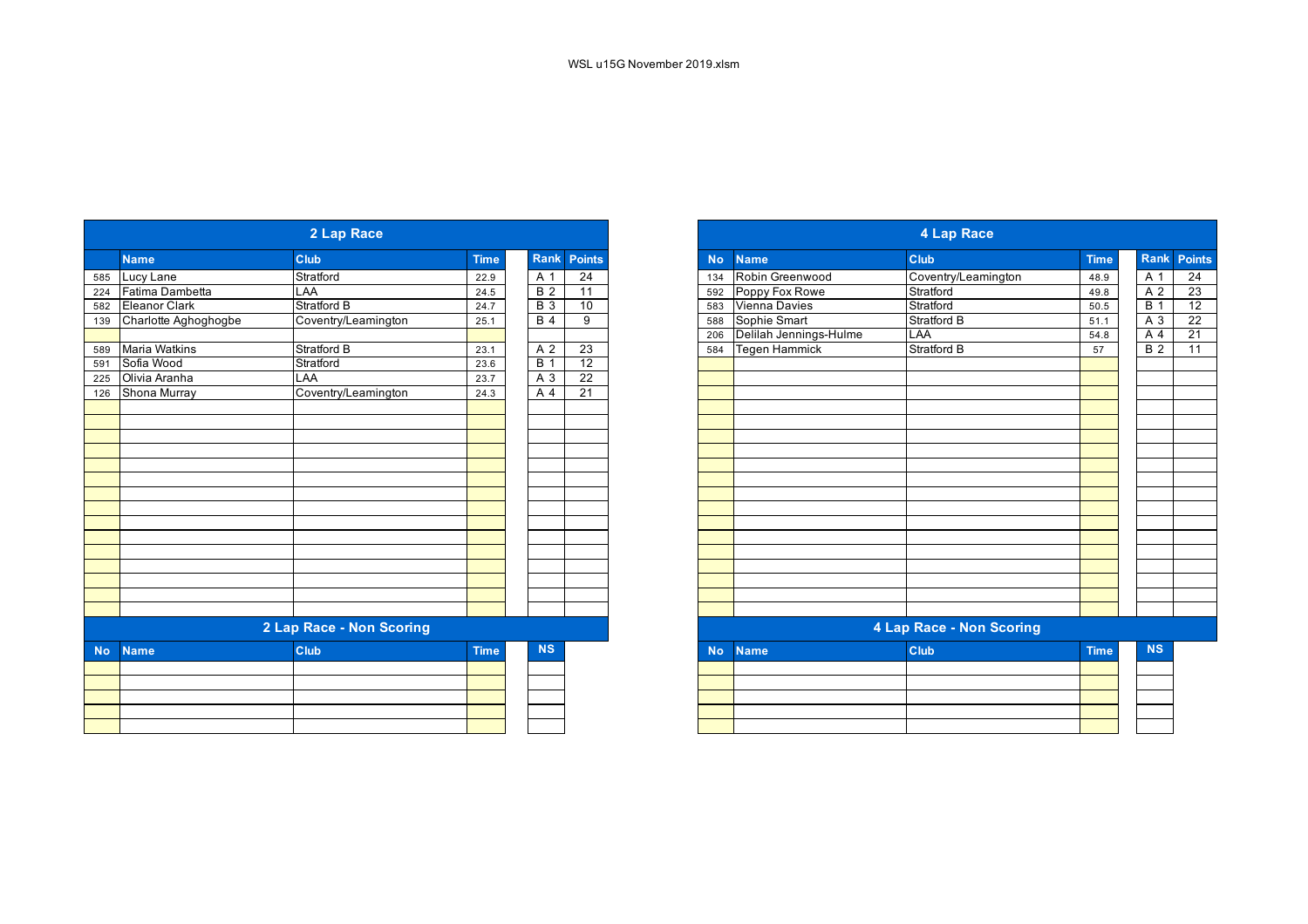WSL u15G November 2019.xlsm

## 2 Lap Race

| No | Name | Club | Time | Rank | Points |
|---|---|---|---|---|---|
| 585 | Lucy Lane | Stratford | 22.9 | A 1 | 24 |
| 224 | Fatima Dambetta | LAA | 24.5 | B 2 | 11 |
| 582 | Eleanor Clark | Stratford B | 24.7 | B 3 | 10 |
| 139 | Charlotte Aghoghogbe | Coventry/Leamington | 25.1 | B 4 | 9 |
| | | | | | |
| 589 | Maria Watkins | Stratford B | 23.1 | A 2 | 23 |
| 591 | Sofia Wood | Stratford | 23.6 | B 1 | 12 |
| 225 | Olivia Aranha | LAA | 23.7 | A 3 | 22 |
| 126 | Shona Murray | Coventry/Leamington | 24.3 | A 4 | 21 |

## 2 Lap Race - Non Scoring

| No | Name | Club | Time | NS |
|---|---|---|---|---|

## 4 Lap Race

| No | Name | Club | Time | Rank | Points |
|---|---|---|---|---|---|
| 134 | Robin Greenwood | Coventry/Leamington | 48.9 | A 1 | 24 |
| 592 | Poppy Fox Rowe | Stratford | 49.8 | A 2 | 23 |
| 583 | Vienna Davies | Stratford | 50.5 | B 1 | 12 |
| 588 | Sophie Smart | Stratford B | 51.1 | A 3 | 22 |
| 206 | Delilah Jennings-Hulme | LAA | 54.8 | A 4 | 21 |
| 584 | Tegen Hammick | Stratford B | 57 | B 2 | 11 |

## 4 Lap Race - Non Scoring

| No | Name | Club | Time | NS |
|---|---|---|---|---|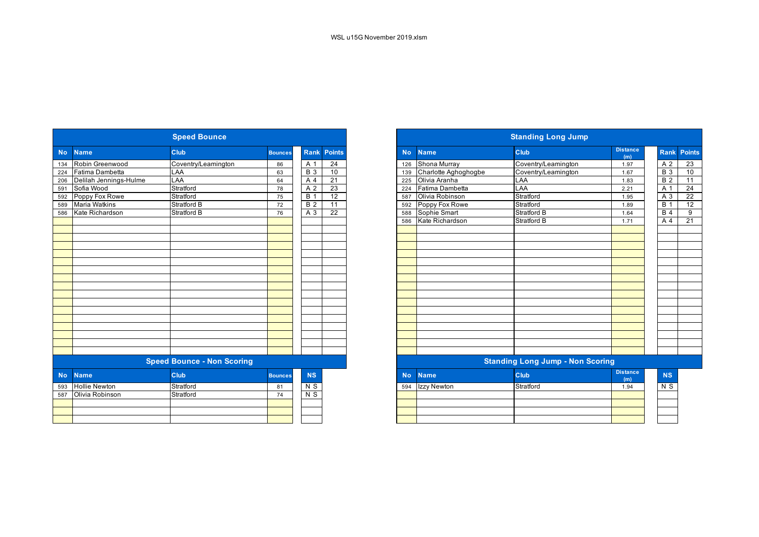WSL u15G November 2019.xlsm

## Speed Bounce

| No | Name | Club | Bounces | Rank | Points |
|---|---|---|---|---|---|
| 134 | Robin Greenwood | Coventry/Leamington | 86 | A 1 | 24 |
| 224 | Fatima Dambetta | LAA | 63 | B 3 | 10 |
| 206 | Delilah Jennings-Hulme | LAA | 64 | A 4 | 21 |
| 591 | Sofia Wood | Stratford | 78 | A 2 | 23 |
| 592 | Poppy Fox Rowe | Stratford | 75 | B 1 | 12 |
| 589 | Maria Watkins | Stratford B | 72 | B 2 | 11 |
| 586 | Kate Richardson | Stratford B | 76 | A 3 | 22 |

## Speed Bounce - Non Scoring

| No | Name | Club | Bounces | NS |
|---|---|---|---|---|
| 593 | Hollie Newton | Stratford | 81 | N S |
| 587 | Olivia Robinson | Stratford | 74 | N S |

## Standing Long Jump

| No | Name | Club | Distance (m) | Rank | Points |
|---|---|---|---|---|---|
| 126 | Shona Murray | Coventry/Leamington | 1.97 | A 2 | 23 |
| 139 | Charlotte Aghoghogbe | Coventry/Leamington | 1.67 | B 3 | 10 |
| 225 | Olivia Aranha | LAA | 1.83 | B 2 | 11 |
| 224 | Fatima Dambetta | LAA | 2.21 | A 1 | 24 |
| 587 | Olivia Robinson | Stratford | 1.95 | A 3 | 22 |
| 592 | Poppy Fox Rowe | Stratford | 1.89 | B 1 | 12 |
| 588 | Sophie Smart | Stratford B | 1.64 | B 4 | 9 |
| 586 | Kate Richardson | Stratford B | 1.71 | A 4 | 21 |

## Standing Long Jump - Non Scoring

| No | Name | Club | Distance (m) | NS |
|---|---|---|---|---|
| 594 | Izzy Newton | Stratford | 1.94 | N S |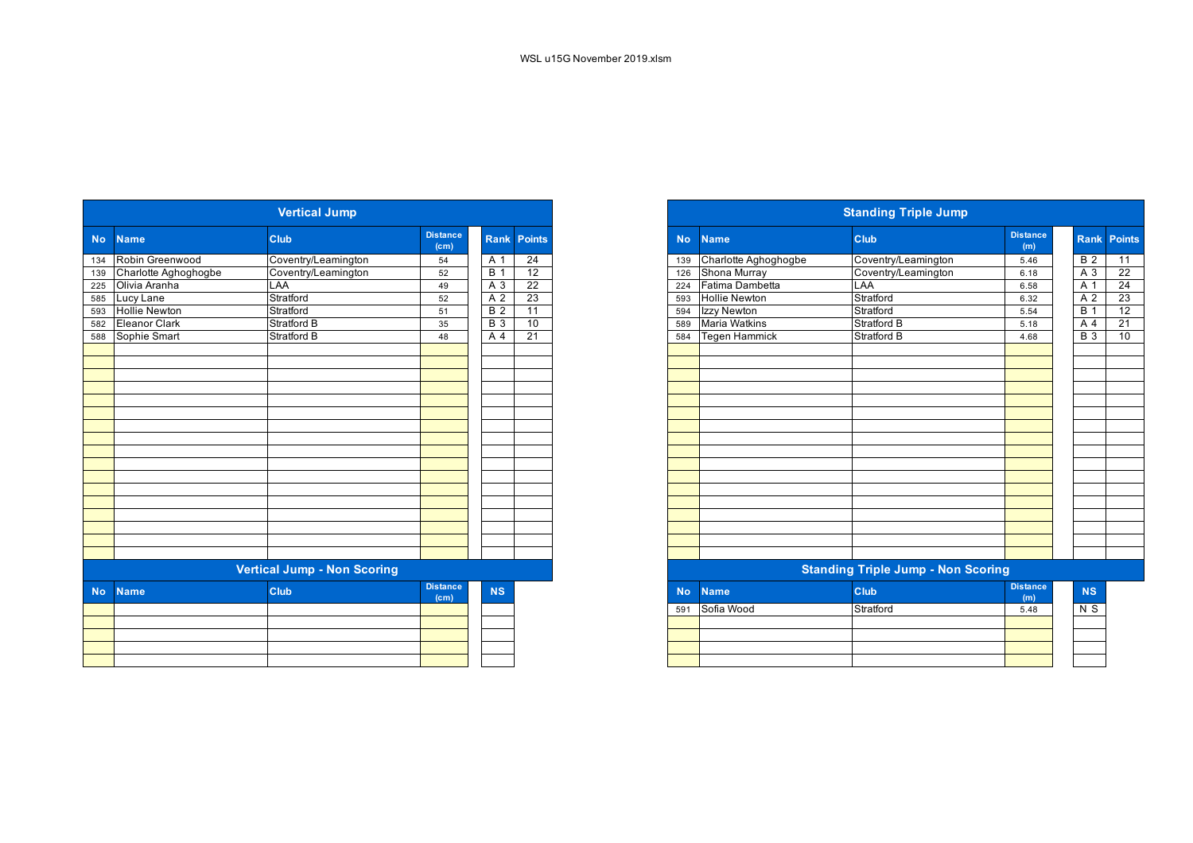WSL u15G November 2019.xlsm

## Vertical Jump

| No | Name | Club | Distance (cm) | Rank | Points |
|---|---|---|---|---|---|
| 134 | Robin Greenwood | Coventry/Leamington | 54 | A 1 | 24 |
| 139 | Charlotte Aghoghogbe | Coventry/Leamington | 52 | B 1 | 12 |
| 225 | Olivia Aranha | LAA | 49 | A 3 | 22 |
| 585 | Lucy Lane | Stratford | 52 | A 2 | 23 |
| 593 | Hollie Newton | Stratford | 51 | B 2 | 11 |
| 582 | Eleanor Clark | Stratford B | 35 | B 3 | 10 |
| 588 | Sophie Smart | Stratford B | 48 | A 4 | 21 |

## Vertical Jump - Non Scoring

| No | Name | Club | Distance (cm) | NS |
|---|---|---|---|---|

## Standing Triple Jump

| No | Name | Club | Distance (m) | Rank | Points |
|---|---|---|---|---|---|
| 139 | Charlotte Aghoghogbe | Coventry/Leamington | 5.46 | B 2 | 11 |
| 126 | Shona Murray | Coventry/Leamington | 6.18 | A 3 | 22 |
| 224 | Fatima Dambetta | LAA | 6.58 | A 1 | 24 |
| 593 | Hollie Newton | Stratford | 6.32 | A 2 | 23 |
| 594 | Izzy Newton | Stratford | 5.54 | B 1 | 12 |
| 589 | Maria Watkins | Stratford B | 5.18 | A 4 | 21 |
| 584 | Tegen Hammick | Stratford B | 4.68 | B 3 | 10 |

## Standing Triple Jump - Non Scoring

| No | Name | Club | Distance (m) | NS |
|---|---|---|---|---|
| 591 | Sofia Wood | Stratford | 5.48 | N S |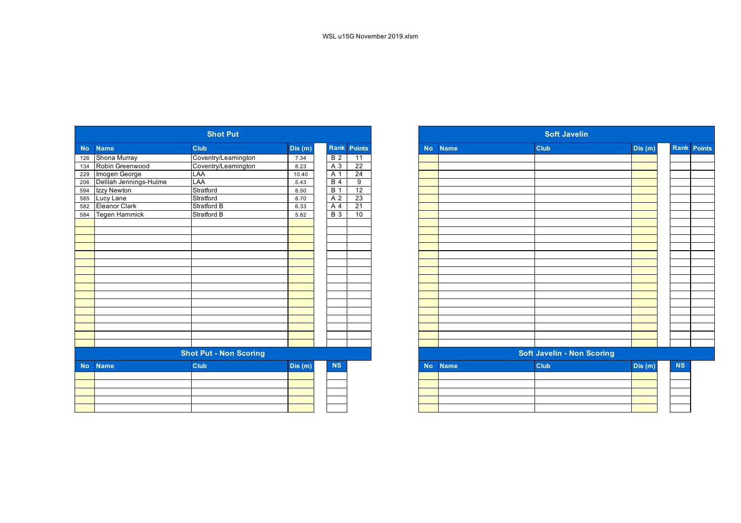WSL u15G November 2019.xlsm

## Shot Put

| No | Name | Club | Dis (m) | Rank | Points |
|---|---|---|---|---|---|
| 126 | Shona Murray | Coventry/Leamington | 7.34 | B 2 | 11 |
| 134 | Robin Greenwood | Coventry/Leamington | 8.23 | A 3 | 22 |
| 229 | Imogen George | LAA | 10.40 | A 1 | 24 |
| 206 | Delilah Jennings-Hulme | LAA | 5.43 | B 4 | 9 |
| 594 | Izzy Newton | Stratford | 8.50 | B 1 | 12 |
| 585 | Lucy Lane | Stratford | 8.70 | A 2 | 23 |
| 582 | Eleanor Clark | Stratford B | 6.33 | A 4 | 21 |
| 584 | Tegen Hammick | Stratford B | 5.82 | B 3 | 10 |

## Shot Put - Non Scoring

| No | Name | Club | Dis (m) | NS |
|---|---|---|---|---|

## Soft Javelin

| No | Name | Club | Dis (m) | Rank | Points |
|---|---|---|---|---|---|

## Soft Javelin - Non Scoring

| No | Name | Club | Dis (m) | NS |
|---|---|---|---|---|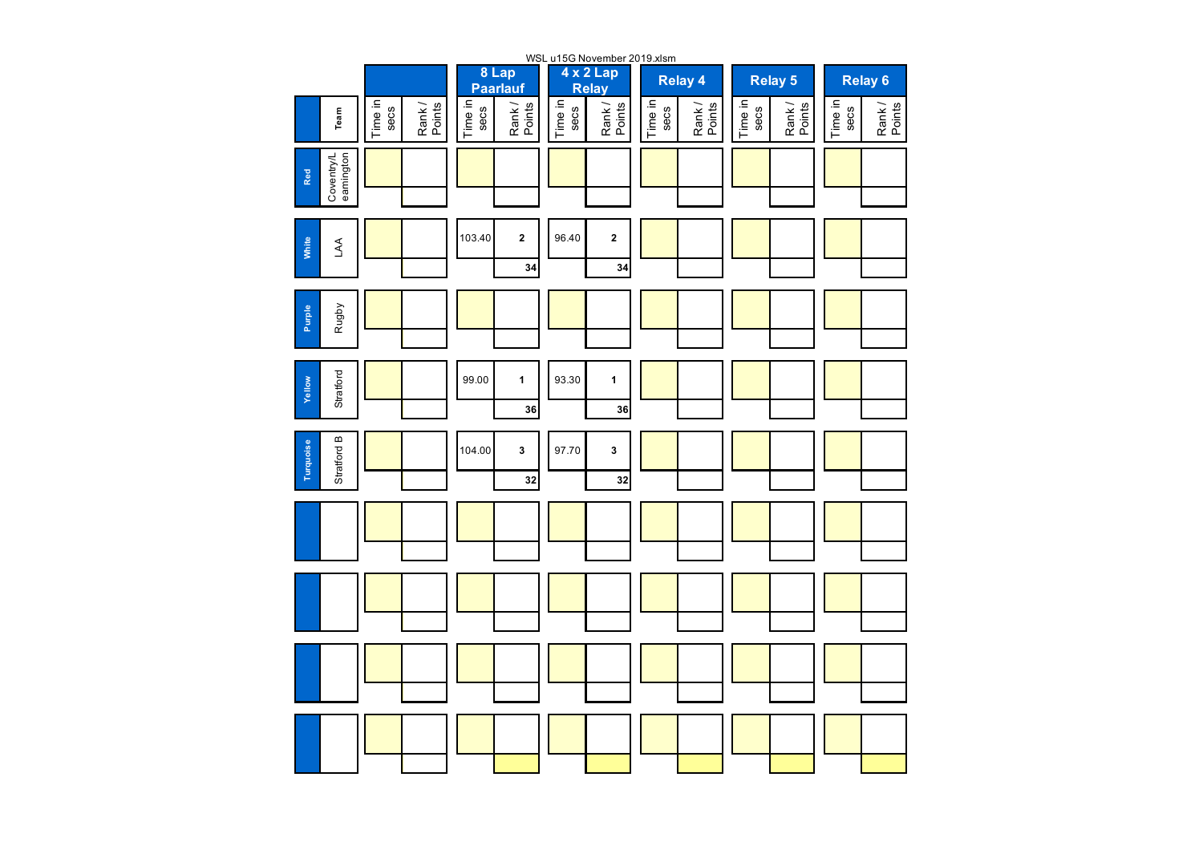WSL u15G November 2019.xlsm

| | Team | | | 8 Lap Paarlauf | | 4 x 2 Lap Relay | | Relay 4 | | Relay 5 | | Relay 6 | |
|---|---|---|---|---|---|---|---|---|---|---|---|---|---|
| | | Time in secs | Rank / Points | Time in secs | Rank / Points | Time in secs | Rank / Points | Time in secs | Rank / Points | Time in secs | Rank / Points | Time in secs | Rank / Points |
| Red | Coventry/Leamington | | | | | | | | | | | | |
| White | LAA | | | 103.40 | 2 / 34 | 96.40 | 2 / 34 | | | | | | |
| Purple | Rugby | | | | | | | | | | | | |
| Yellow | Stratford | | | 99.00 | 1 / 36 | 93.30 | 1 / 36 | | | | | | |
| Turquoise | Stratford B | | | 104.00 | 3 / 32 | 97.70 | 3 / 32 | | | | | | |
| | | | | | | | | | | | | | |
| | | | | | | | | | | | | | |
| | | | | | | | | | | | | | |
| | | | | | | | | | | | | | |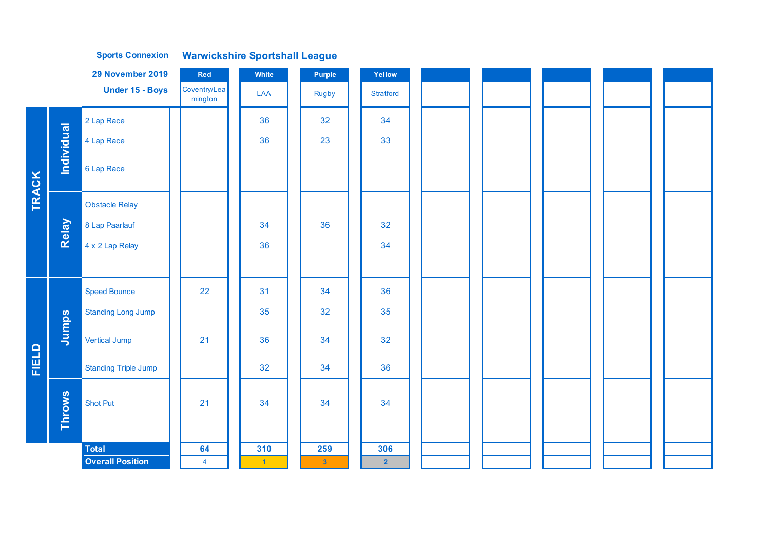**Sports Connexion** — **Warwickshire Sportshall League**

**29 November 2019**

**Under 15 - Boys**

| | | Event | Red | White | Purple | Yellow | | | | | |
|---|---|---|---|---|---|---|---|---|---|---|---|
| | | | Coventry/Leamington | LAA | Rugby | Stratford | | | | | |
| TRACK | Individual | 2 Lap Race | | 36 | 32 | 34 | | | | | |
| | | 4 Lap Race | | 36 | 23 | 33 | | | | | |
| | | 6 Lap Race | | | | | | | | | |
| | Relay | Obstacle Relay | | | | | | | | | |
| | | 8 Lap Paarlauf | | 34 | 36 | 32 | | | | | |
| | | 4 x 2 Lap Relay | | 36 | | 34 | | | | | |
| FIELD | Jumps | Speed Bounce | 22 | 31 | 34 | 36 | | | | | |
| | | Standing Long Jump | | 35 | 32 | 35 | | | | | |
| | | Vertical Jump | 21 | 36 | 34 | 32 | | | | | |
| | | Standing Triple Jump | | 32 | 34 | 36 | | | | | |
| | Throws | Shot Put | 21 | 34 | 34 | 34 | | | | | |
| | | **Total** | **64** | **310** | **259** | **306** | | | | | |
| | | **Overall Position** | 4 | 1 | 3 | 2 | | | | | |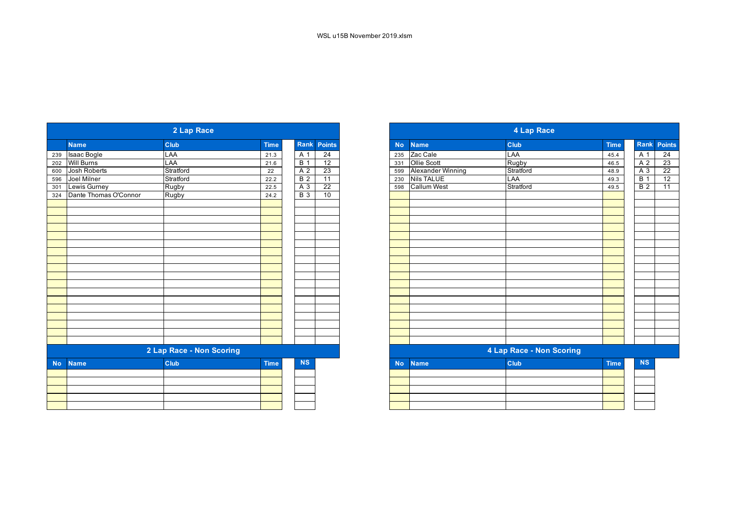WSL u15B November 2019.xlsm

## 2 Lap Race

| No | Name | Club | Time | Rank | Points |
|---|---|---|---|---|---|
| 239 | Isaac Bogle | LAA | 21.3 | A 1 | 24 |
| 202 | Will Burns | LAA | 21.6 | B 1 | 12 |
| 600 | Josh Roberts | Stratford | 22 | A 2 | 23 |
| 596 | Joel Milner | Stratford | 22.2 | B 2 | 11 |
| 301 | Lewis Gurney | Rugby | 22.5 | A 3 | 22 |
| 324 | Dante Thomas O'Connor | Rugby | 24.2 | B 3 | 10 |

## 2 Lap Race - Non Scoring

| No | Name | Club | Time | NS |
|---|---|---|---|---|

## 4 Lap Race

| No | Name | Club | Time | Rank | Points |
|---|---|---|---|---|---|
| 235 | Zac Cale | LAA | 45.4 | A 1 | 24 |
| 331 | Ollie Scott | Rugby | 46.5 | A 2 | 23 |
| 599 | Alexander Winning | Stratford | 48.9 | A 3 | 22 |
| 230 | Nils TALUE | LAA | 49.3 | B 1 | 12 |
| 598 | Callum West | Stratford | 49.5 | B 2 | 11 |

## 4 Lap Race - Non Scoring

| No | Name | Club | Time | NS |
|---|---|---|---|---|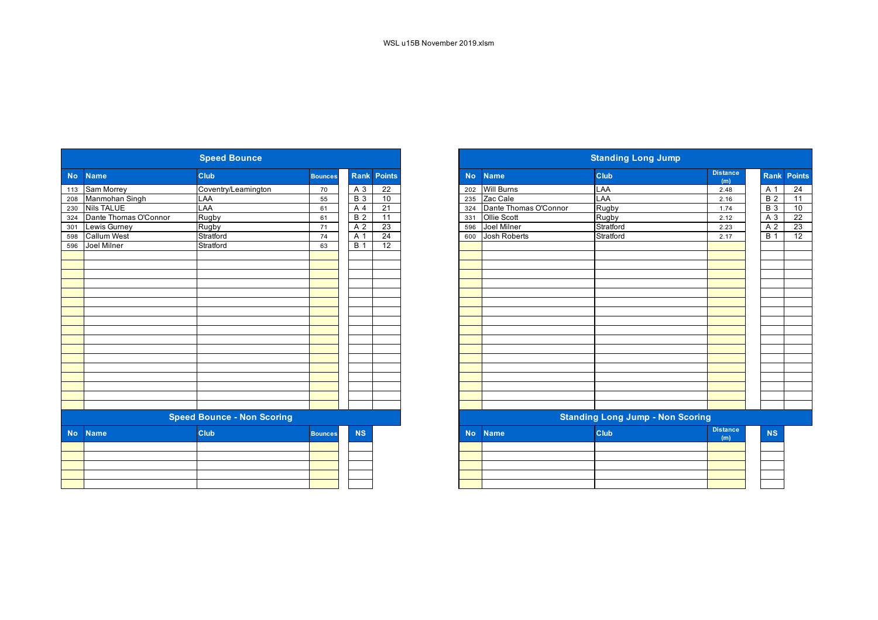WSL u15B November 2019.xlsm

## Speed Bounce

| No | Name | Club | Bounces | Rank | Points |
|---|---|---|---|---|---|
| 113 | Sam Morrey | Coventry/Leamington | 70 | A 3 | 22 |
| 208 | Manmohan Singh | LAA | 55 | B 3 | 10 |
| 230 | Nils TALUE | LAA | 61 | A 4 | 21 |
| 324 | Dante Thomas O'Connor | Rugby | 61 | B 2 | 11 |
| 301 | Lewis Gurney | Rugby | 71 | A 2 | 23 |
| 598 | Callum West | Stratford | 74 | A 1 | 24 |
| 596 | Joel Milner | Stratford | 63 | B 1 | 12 |

## Speed Bounce - Non Scoring

| No | Name | Club | Bounces | NS |
|---|---|---|---|---|

## Standing Long Jump

| No | Name | Club | Distance (m) | Rank | Points |
|---|---|---|---|---|---|
| 202 | Will Burns | LAA | 2.48 | A 1 | 24 |
| 235 | Zac Cale | LAA | 2.16 | B 2 | 11 |
| 324 | Dante Thomas O'Connor | Rugby | 1.74 | B 3 | 10 |
| 331 | Ollie Scott | Rugby | 2.12 | A 3 | 22 |
| 596 | Joel Milner | Stratford | 2.23 | A 2 | 23 |
| 600 | Josh Roberts | Stratford | 2.17 | B 1 | 12 |

## Standing Long Jump - Non Scoring

| No | Name | Club | Distance (m) | NS |
|---|---|---|---|---|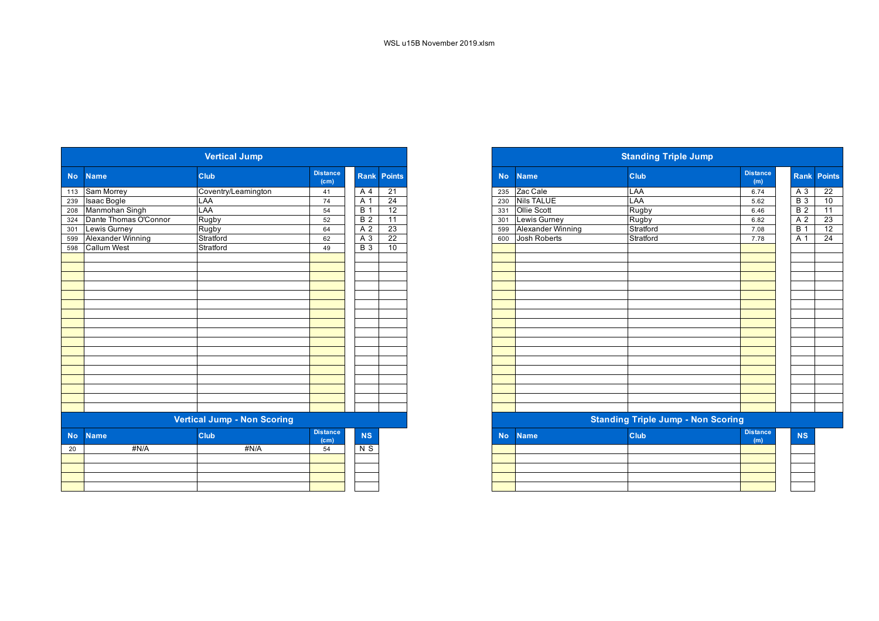WSL u15B November 2019.xlsm

## Vertical Jump

| No | Name | Club | Distance (cm) | Rank | Points |
|---|---|---|---|---|---|
| 113 | Sam Morrey | Coventry/Leamington | 41 | A 4 | 21 |
| 239 | Isaac Bogle | LAA | 74 | A 1 | 24 |
| 208 | Manmohan Singh | LAA | 54 | B 1 | 12 |
| 324 | Dante Thomas O'Connor | Rugby | 52 | B 2 | 11 |
| 301 | Lewis Gurney | Rugby | 64 | A 2 | 23 |
| 599 | Alexander Winning | Stratford | 62 | A 3 | 22 |
| 598 | Callum West | Stratford | 49 | B 3 | 10 |

## Vertical Jump - Non Scoring

| No | Name | Club | Distance (cm) | NS |
|---|---|---|---|---|
| 20 | #N/A | #N/A | 54 | N S |

## Standing Triple Jump

| No | Name | Club | Distance (m) | Rank | Points |
|---|---|---|---|---|---|
| 235 | Zac Cale | LAA | 6.74 | A 3 | 22 |
| 230 | Nils TALUE | LAA | 5.62 | B 3 | 10 |
| 331 | Ollie Scott | Rugby | 6.46 | B 2 | 11 |
| 301 | Lewis Gurney | Rugby | 6.82 | A 2 | 23 |
| 599 | Alexander Winning | Stratford | 7.08 | B 1 | 12 |
| 600 | Josh Roberts | Stratford | 7.78 | A 1 | 24 |

## Standing Triple Jump - Non Scoring

| No | Name | Club | Distance (m) | NS |
|---|---|---|---|---|
| | | | | |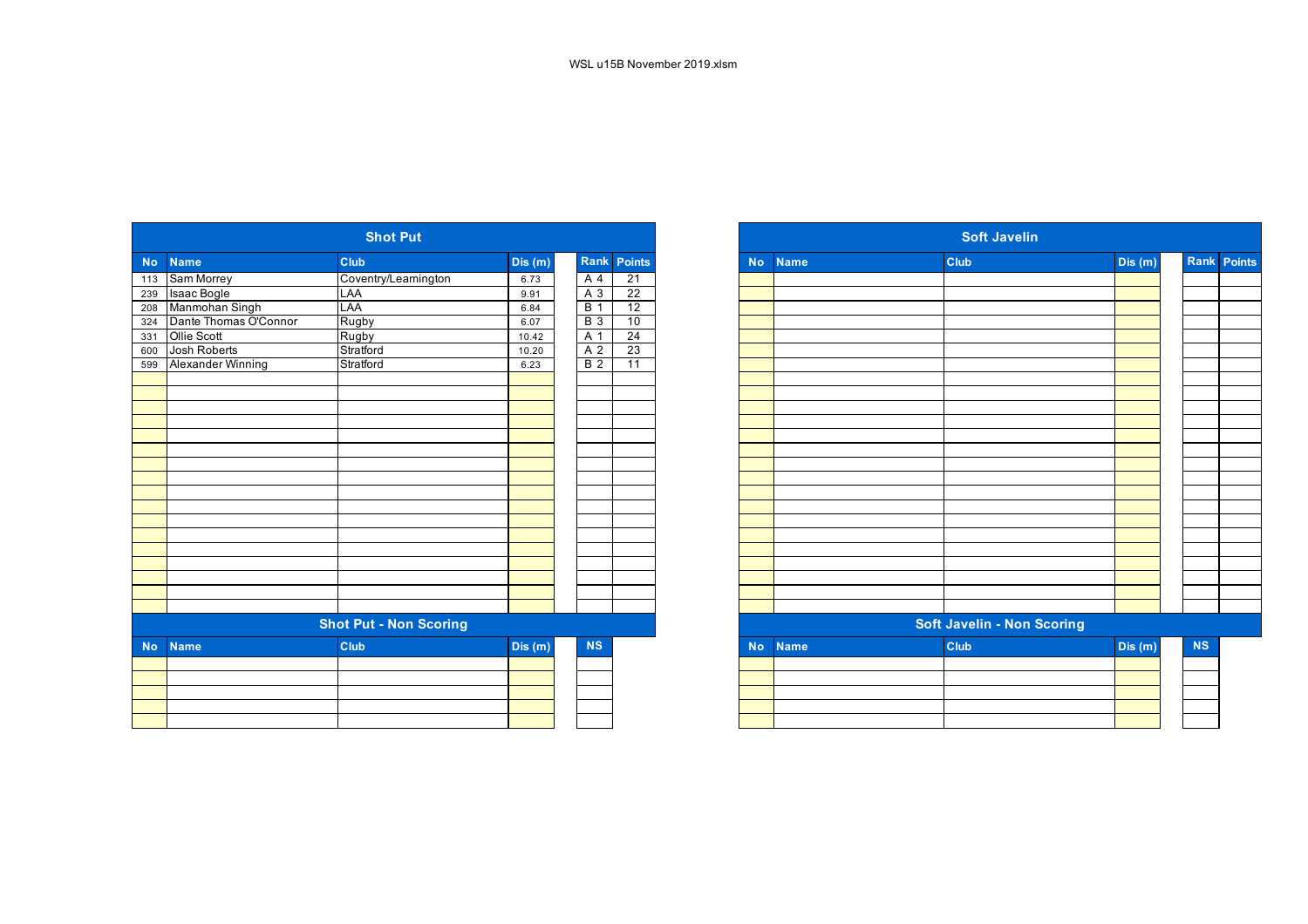WSL u15B November 2019.xlsm

## Shot Put

| No | Name | Club | Dis (m) | | Rank | Points |
|---|---|---|---|---|---|---|
| 113 | Sam Morrey | Coventry/Leamington | 6.73 | | A 4 | 21 |
| 239 | Isaac Bogle | LAA | 9.91 | | A 3 | 22 |
| 208 | Manmohan Singh | LAA | 6.84 | | B 1 | 12 |
| 324 | Dante Thomas O'Connor | Rugby | 6.07 | | B 3 | 10 |
| 331 | Ollie Scott | Rugby | 10.42 | | A 1 | 24 |
| 600 | Josh Roberts | Stratford | 10.20 | | A 2 | 23 |
| 599 | Alexander Winning | Stratford | 6.23 | | B 2 | 11 |

## Shot Put - Non Scoring

| No | Name | Club | Dis (m) | | NS |
|---|---|---|---|---|---|

## Soft Javelin

| No | Name | Club | Dis (m) | | Rank | Points |
|---|---|---|---|---|---|---|

## Soft Javelin - Non Scoring

| No | Name | Club | Dis (m) | | NS |
|---|---|---|---|---|---|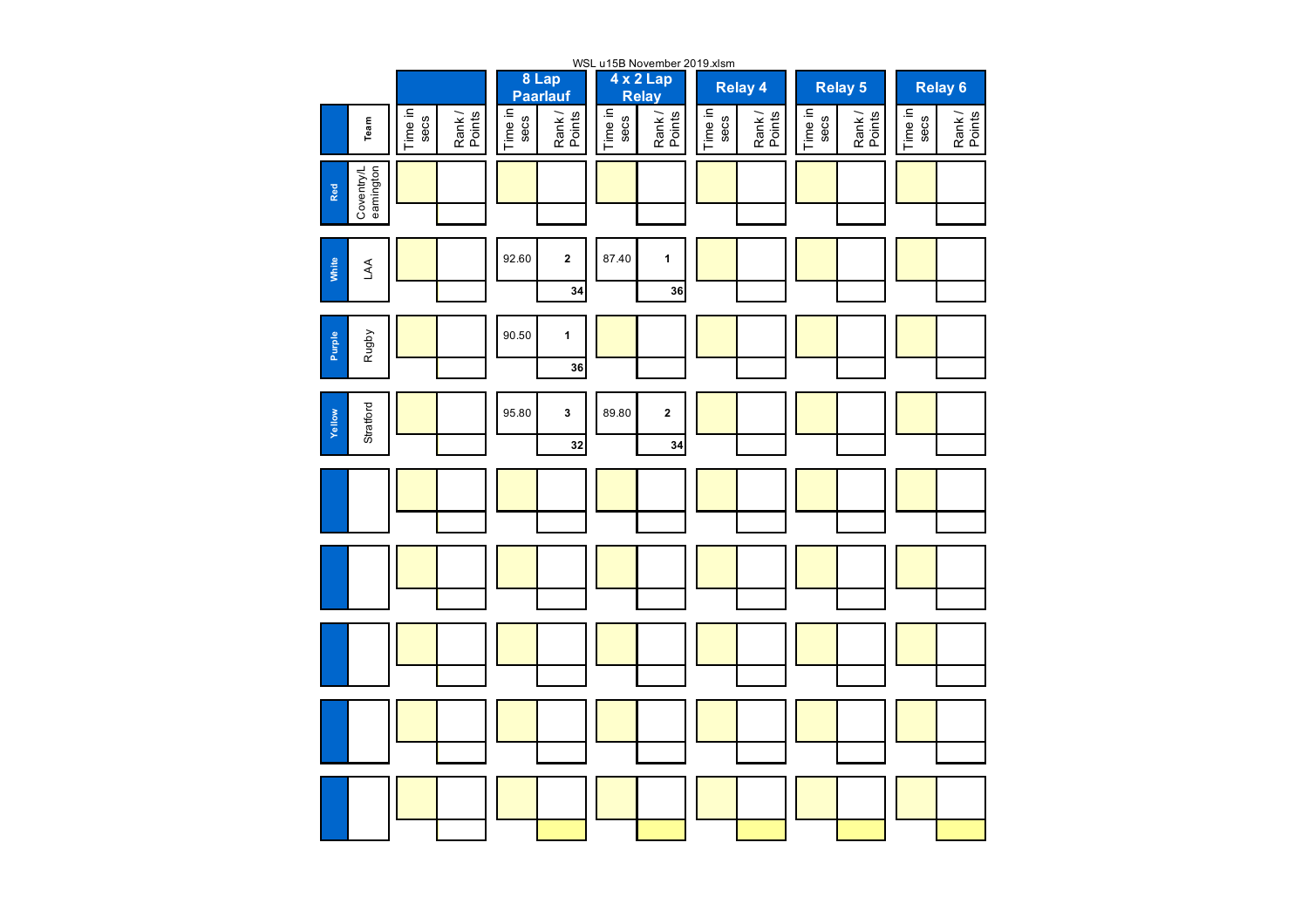WSL u15B November 2019.xlsm

| | Team | Time in secs | Rank / Points | 8 Lap Paarlauf Time in secs | 8 Lap Paarlauf Rank / Points | 4 x 2 Lap Relay Time in secs | 4 x 2 Lap Relay Rank / Points | Relay 4 Time in secs | Relay 4 Rank / Points | Relay 5 Time in secs | Relay 5 Rank / Points | Relay 6 Time in secs | Relay 6 Rank / Points |
|---|---|---|---|---|---|---|---|---|---|---|---|---|---|
| Red | Coventry/Leamington | | | | | | | | | | | | |
| White | LAA | | | 92.60 | 2 | 87.40 | 1 | | | | | | |
| | | | | | 34 | | 36 | | | | | | |
| Purple | Rugby | | | 90.50 | 1 | | | | | | | | |
| | | | | | 36 | | | | | | | | |
| Yellow | Stratford | | | 95.80 | 3 | 89.80 | 2 | | | | | | |
| | | | | | 32 | | 34 | | | | | | |
| | | | | | | | | | | | | | |
| | | | | | | | | | | | | | |
| | | | | | | | | | | | | | |
| | | | | | | | | | | | | | |
| | | | | | | | | | | | | | |